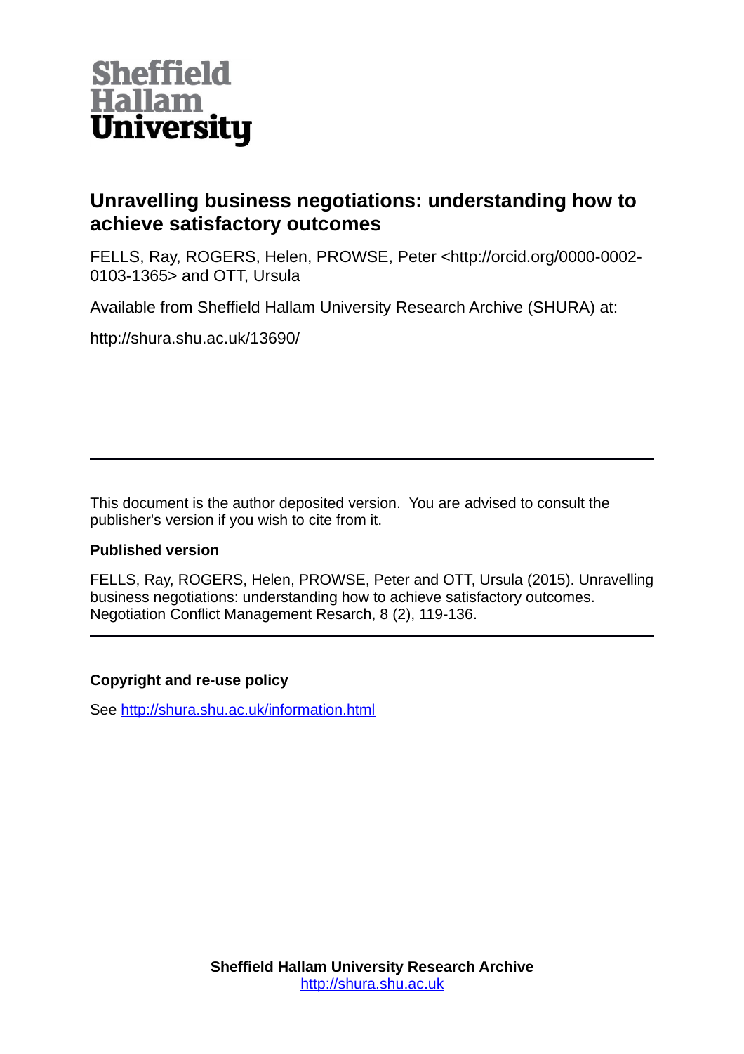Sheffield Hallam University

# Unravelling business negotiations: understanding how to achieve satisfactory outcomes

FELLS, Ray, ROGERS, Helen, PROWSE, Peter <http://orcid.org/0000-0002-0103-1365> and OTT, Ursula

Available from Sheffield Hallam University Research Archive (SHURA) at:

http://shura.shu.ac.uk/13690/

---

This document is the author deposited version. You are advised to consult the publisher's version if you wish to cite from it.

**Published version**

FELLS, Ray, ROGERS, Helen, PROWSE, Peter and OTT, Ursula (2015). Unravelling business negotiations: understanding how to achieve satisfactory outcomes. Negotiation Conflict Management Resarch, 8 (2), 119-136.

---

**Copyright and re-use policy**

See http://shura.shu.ac.uk/information.html

**Sheffield Hallam University Research Archive**
http://shura.shu.ac.uk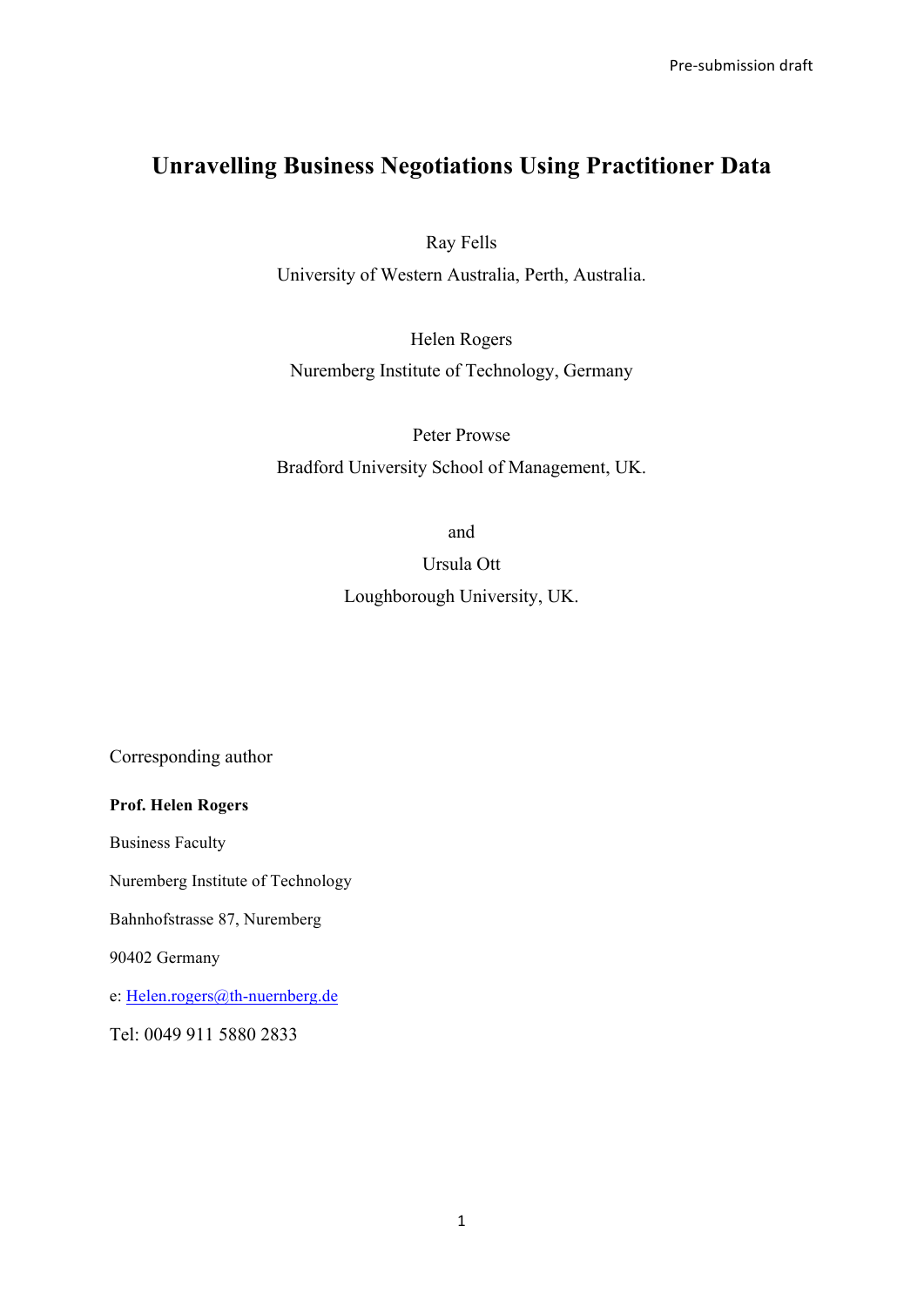# Unravelling Business Negotiations Using Practitioner Data

Ray Fells

University of Western Australia, Perth, Australia.

Helen Rogers

Nuremberg Institute of Technology, Germany

Peter Prowse

Bradford University School of Management, UK.

and

Ursula Ott

Loughborough University, UK.

Corresponding author

**Prof. Helen Rogers**

Business Faculty

Nuremberg Institute of Technology

Bahnhofstrasse 87, Nuremberg

90402 Germany

e: Helen.rogers@th-nuernberg.de

Tel: 0049 911 5880 2833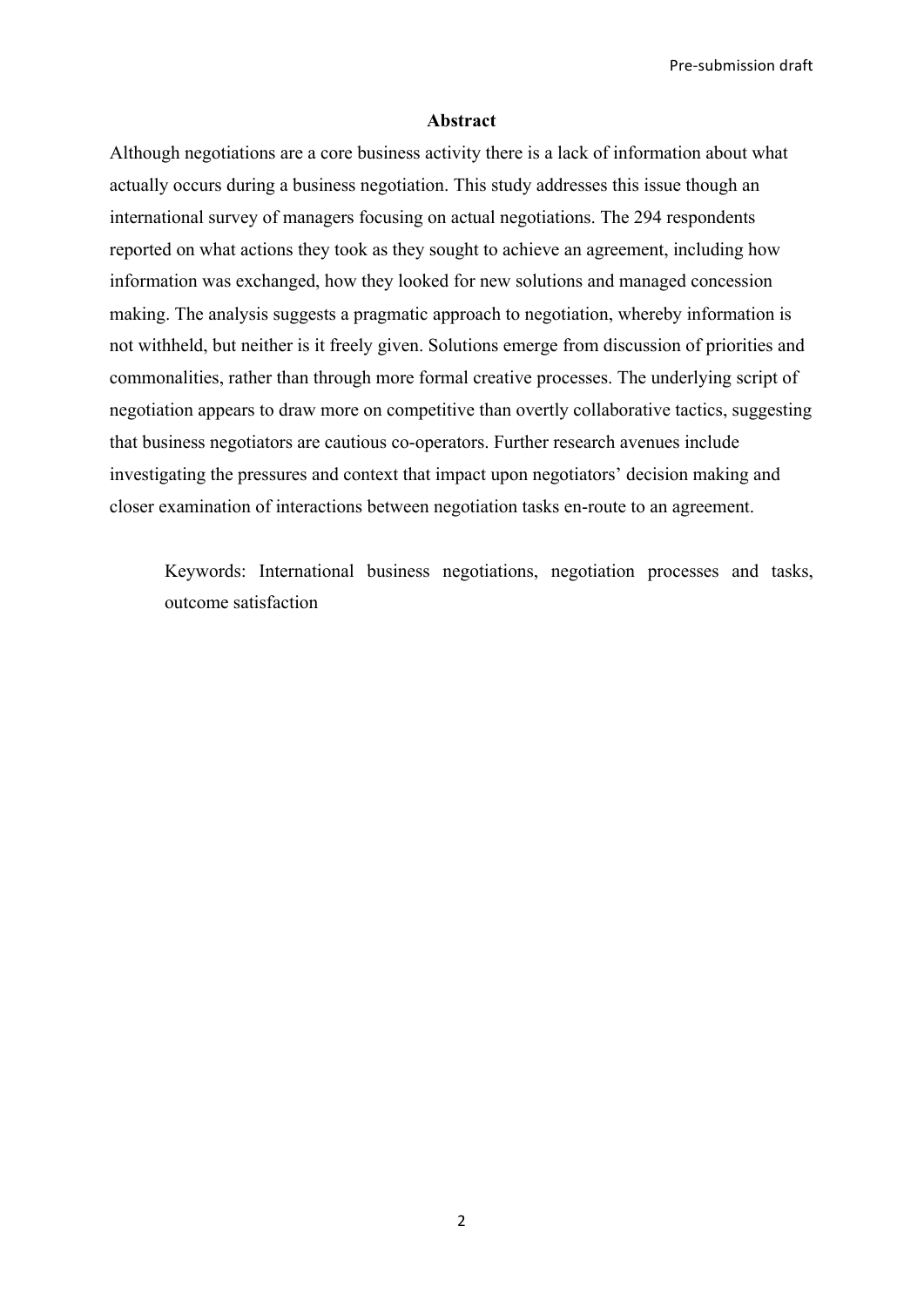## Abstract

Although negotiations are a core business activity there is a lack of information about what actually occurs during a business negotiation. This study addresses this issue though an international survey of managers focusing on actual negotiations. The 294 respondents reported on what actions they took as they sought to achieve an agreement, including how information was exchanged, how they looked for new solutions and managed concession making. The analysis suggests a pragmatic approach to negotiation, whereby information is not withheld, but neither is it freely given. Solutions emerge from discussion of priorities and commonalities, rather than through more formal creative processes. The underlying script of negotiation appears to draw more on competitive than overtly collaborative tactics, suggesting that business negotiators are cautious co-operators. Further research avenues include investigating the pressures and context that impact upon negotiators' decision making and closer examination of interactions between negotiation tasks en-route to an agreement.

Keywords: International business negotiations, negotiation processes and tasks, outcome satisfaction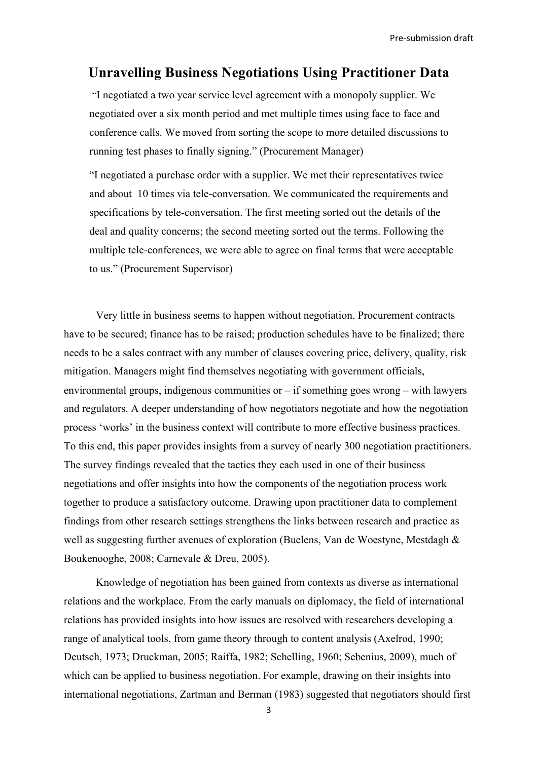# Unravelling Business Negotiations Using Practitioner Data

> "I negotiated a two year service level agreement with a monopoly supplier. We negotiated over a six month period and met multiple times using face to face and conference calls. We moved from sorting the scope to more detailed discussions to running test phases to finally signing." (Procurement Manager)

> "I negotiated a purchase order with a supplier. We met their representatives twice and about 10 times via tele-conversation. We communicated the requirements and specifications by tele-conversation. The first meeting sorted out the details of the deal and quality concerns; the second meeting sorted out the terms. Following the multiple tele-conferences, we were able to agree on final terms that were acceptable to us." (Procurement Supervisor)

Very little in business seems to happen without negotiation. Procurement contracts have to be secured; finance has to be raised; production schedules have to be finalized; there needs to be a sales contract with any number of clauses covering price, delivery, quality, risk mitigation. Managers might find themselves negotiating with government officials, environmental groups, indigenous communities or – if something goes wrong – with lawyers and regulators. A deeper understanding of how negotiators negotiate and how the negotiation process 'works' in the business context will contribute to more effective business practices. To this end, this paper provides insights from a survey of nearly 300 negotiation practitioners. The survey findings revealed that the tactics they each used in one of their business negotiations and offer insights into how the components of the negotiation process work together to produce a satisfactory outcome. Drawing upon practitioner data to complement findings from other research settings strengthens the links between research and practice as well as suggesting further avenues of exploration (Buelens, Van de Woestyne, Mestdagh & Boukenooghe, 2008; Carnevale & Dreu, 2005).

Knowledge of negotiation has been gained from contexts as diverse as international relations and the workplace. From the early manuals on diplomacy, the field of international relations has provided insights into how issues are resolved with researchers developing a range of analytical tools, from game theory through to content analysis (Axelrod, 1990; Deutsch, 1973; Druckman, 2005; Raiffa, 1982; Schelling, 1960; Sebenius, 2009), much of which can be applied to business negotiation. For example, drawing on their insights into international negotiations, Zartman and Berman (1983) suggested that negotiators should first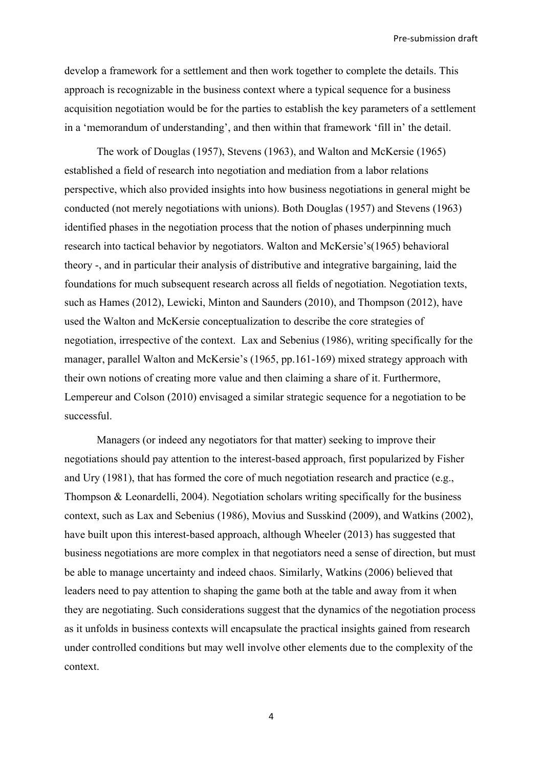develop a framework for a settlement and then work together to complete the details. This approach is recognizable in the business context where a typical sequence for a business acquisition negotiation would be for the parties to establish the key parameters of a settlement in a 'memorandum of understanding', and then within that framework 'fill in' the detail.

The work of Douglas (1957), Stevens (1963), and Walton and McKersie (1965) established a field of research into negotiation and mediation from a labor relations perspective, which also provided insights into how business negotiations in general might be conducted (not merely negotiations with unions). Both Douglas (1957) and Stevens (1963) identified phases in the negotiation process that the notion of phases underpinning much research into tactical behavior by negotiators. Walton and McKersie's(1965) behavioral theory -, and in particular their analysis of distributive and integrative bargaining, laid the foundations for much subsequent research across all fields of negotiation. Negotiation texts, such as Hames (2012), Lewicki, Minton and Saunders (2010), and Thompson (2012), have used the Walton and McKersie conceptualization to describe the core strategies of negotiation, irrespective of the context. Lax and Sebenius (1986), writing specifically for the manager, parallel Walton and McKersie's (1965, pp.161-169) mixed strategy approach with their own notions of creating more value and then claiming a share of it. Furthermore, Lempereur and Colson (2010) envisaged a similar strategic sequence for a negotiation to be successful.

Managers (or indeed any negotiators for that matter) seeking to improve their negotiations should pay attention to the interest-based approach, first popularized by Fisher and Ury (1981), that has formed the core of much negotiation research and practice (e.g., Thompson & Leonardelli, 2004). Negotiation scholars writing specifically for the business context, such as Lax and Sebenius (1986), Movius and Susskind (2009), and Watkins (2002), have built upon this interest-based approach, although Wheeler (2013) has suggested that business negotiations are more complex in that negotiators need a sense of direction, but must be able to manage uncertainty and indeed chaos. Similarly, Watkins (2006) believed that leaders need to pay attention to shaping the game both at the table and away from it when they are negotiating. Such considerations suggest that the dynamics of the negotiation process as it unfolds in business contexts will encapsulate the practical insights gained from research under controlled conditions but may well involve other elements due to the complexity of the context.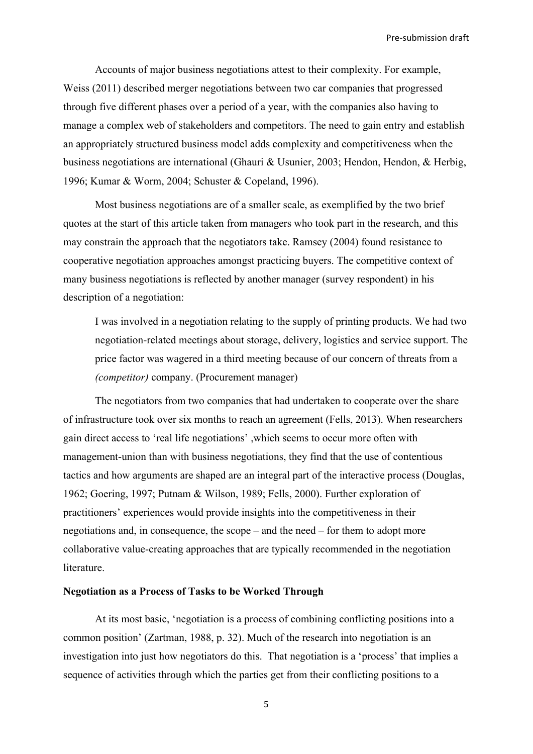Accounts of major business negotiations attest to their complexity. For example, Weiss (2011) described merger negotiations between two car companies that progressed through five different phases over a period of a year, with the companies also having to manage a complex web of stakeholders and competitors. The need to gain entry and establish an appropriately structured business model adds complexity and competitiveness when the business negotiations are international (Ghauri & Usunier, 2003; Hendon, Hendon, & Herbig, 1996; Kumar & Worm, 2004; Schuster & Copeland, 1996).

Most business negotiations are of a smaller scale, as exemplified by the two brief quotes at the start of this article taken from managers who took part in the research, and this may constrain the approach that the negotiators take. Ramsey (2004) found resistance to cooperative negotiation approaches amongst practicing buyers. The competitive context of many business negotiations is reflected by another manager (survey respondent) in his description of a negotiation:

> I was involved in a negotiation relating to the supply of printing products. We had two negotiation-related meetings about storage, delivery, logistics and service support. The price factor was wagered in a third meeting because of our concern of threats from a *(competitor)* company. (Procurement manager)

The negotiators from two companies that had undertaken to cooperate over the share of infrastructure took over six months to reach an agreement (Fells, 2013). When researchers gain direct access to 'real life negotiations' ,which seems to occur more often with management-union than with business negotiations, they find that the use of contentious tactics and how arguments are shaped are an integral part of the interactive process (Douglas, 1962; Goering, 1997; Putnam & Wilson, 1989; Fells, 2000). Further exploration of practitioners' experiences would provide insights into the competitiveness in their negotiations and, in consequence, the scope – and the need – for them to adopt more collaborative value-creating approaches that are typically recommended in the negotiation literature.

**Negotiation as a Process of Tasks to be Worked Through**

At its most basic, 'negotiation is a process of combining conflicting positions into a common position' (Zartman, 1988, p. 32). Much of the research into negotiation is an investigation into just how negotiators do this. That negotiation is a 'process' that implies a sequence of activities through which the parties get from their conflicting positions to a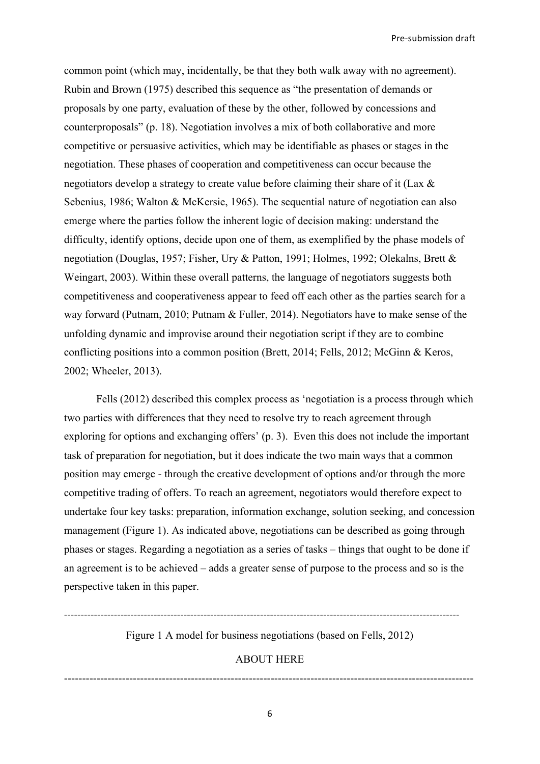common point (which may, incidentally, be that they both walk away with no agreement). Rubin and Brown (1975) described this sequence as "the presentation of demands or proposals by one party, evaluation of these by the other, followed by concessions and counterproposals" (p. 18). Negotiation involves a mix of both collaborative and more competitive or persuasive activities, which may be identifiable as phases or stages in the negotiation. These phases of cooperation and competitiveness can occur because the negotiators develop a strategy to create value before claiming their share of it (Lax & Sebenius, 1986; Walton & McKersie, 1965). The sequential nature of negotiation can also emerge where the parties follow the inherent logic of decision making: understand the difficulty, identify options, decide upon one of them, as exemplified by the phase models of negotiation (Douglas, 1957; Fisher, Ury & Patton, 1991; Holmes, 1992; Olekalns, Brett & Weingart, 2003). Within these overall patterns, the language of negotiators suggests both competitiveness and cooperativeness appear to feed off each other as the parties search for a way forward (Putnam, 2010; Putnam & Fuller, 2014). Negotiators have to make sense of the unfolding dynamic and improvise around their negotiation script if they are to combine conflicting positions into a common position (Brett, 2014; Fells, 2012; McGinn & Keros, 2002; Wheeler, 2013).

Fells (2012) described this complex process as 'negotiation is a process through which two parties with differences that they need to resolve try to reach agreement through exploring for options and exchanging offers' (p. 3). Even this does not include the important task of preparation for negotiation, but it does indicate the two main ways that a common position may emerge - through the creative development of options and/or through the more competitive trading of offers. To reach an agreement, negotiators would therefore expect to undertake four key tasks: preparation, information exchange, solution seeking, and concession management (Figure 1). As indicated above, negotiations can be described as going through phases or stages. Regarding a negotiation as a series of tasks – things that ought to be done if an agreement is to be achieved – adds a greater sense of purpose to the process and so is the perspective taken in this paper.

---

Figure 1 A model for business negotiations (based on Fells, 2012)

ABOUT HERE

---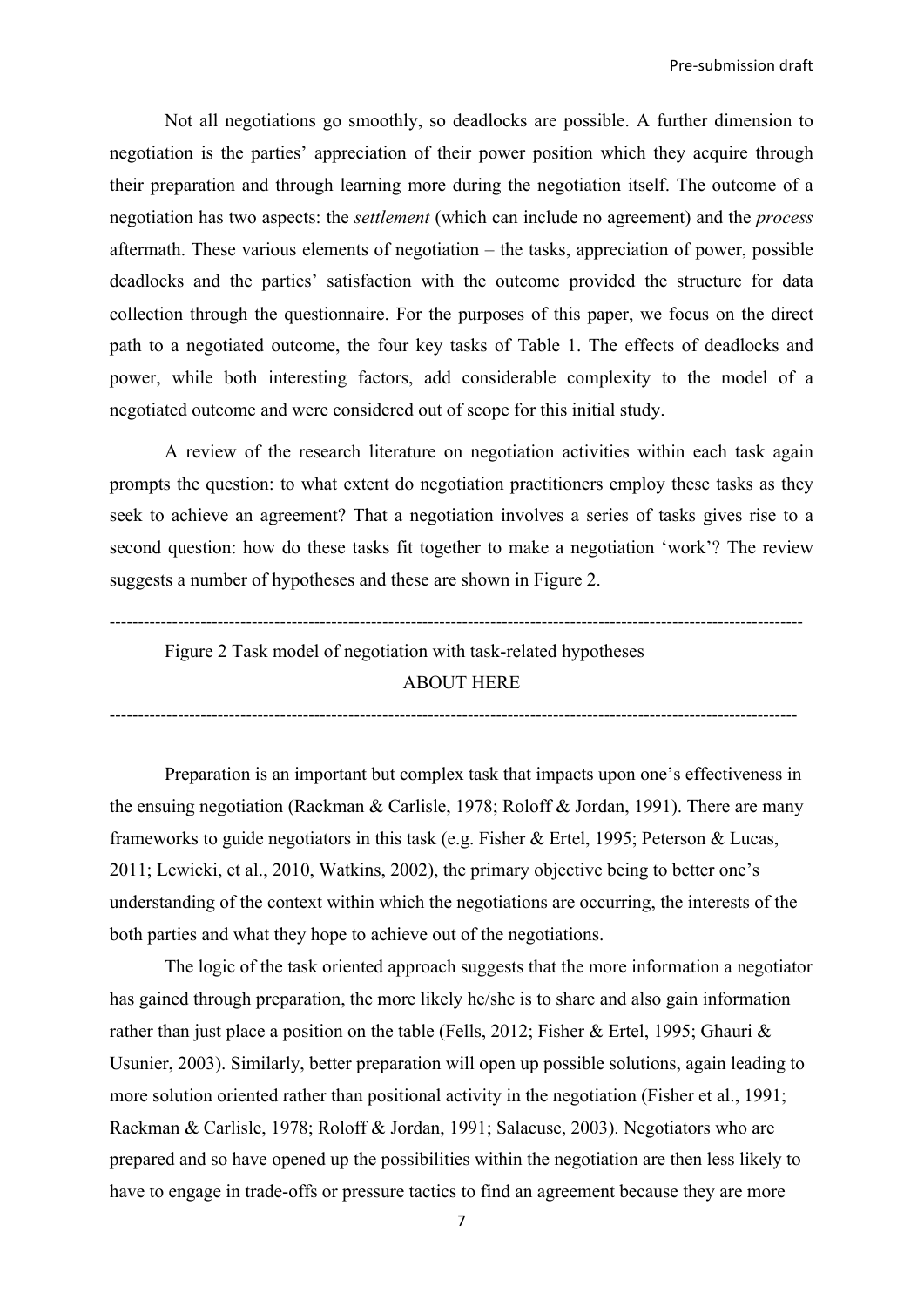Not all negotiations go smoothly, so deadlocks are possible. A further dimension to negotiation is the parties' appreciation of their power position which they acquire through their preparation and through learning more during the negotiation itself. The outcome of a negotiation has two aspects: the *settlement* (which can include no agreement) and the *process* aftermath. These various elements of negotiation – the tasks, appreciation of power, possible deadlocks and the parties' satisfaction with the outcome provided the structure for data collection through the questionnaire. For the purposes of this paper, we focus on the direct path to a negotiated outcome, the four key tasks of Table 1. The effects of deadlocks and power, while both interesting factors, add considerable complexity to the model of a negotiated outcome and were considered out of scope for this initial study.

A review of the research literature on negotiation activities within each task again prompts the question: to what extent do negotiation practitioners employ these tasks as they seek to achieve an agreement? That a negotiation involves a series of tasks gives rise to a second question: how do these tasks fit together to make a negotiation 'work'? The review suggests a number of hypotheses and these are shown in Figure 2.

---

Figure 2 Task model of negotiation with task-related hypotheses

ABOUT HERE

---

Preparation is an important but complex task that impacts upon one's effectiveness in the ensuing negotiation (Rackman & Carlisle, 1978; Roloff & Jordan, 1991). There are many frameworks to guide negotiators in this task (e.g. Fisher & Ertel, 1995; Peterson & Lucas, 2011; Lewicki, et al., 2010, Watkins, 2002), the primary objective being to better one's understanding of the context within which the negotiations are occurring, the interests of the both parties and what they hope to achieve out of the negotiations.

The logic of the task oriented approach suggests that the more information a negotiator has gained through preparation, the more likely he/she is to share and also gain information rather than just place a position on the table (Fells, 2012; Fisher & Ertel, 1995; Ghauri & Usunier, 2003). Similarly, better preparation will open up possible solutions, again leading to more solution oriented rather than positional activity in the negotiation (Fisher et al., 1991; Rackman & Carlisle, 1978; Roloff & Jordan, 1991; Salacuse, 2003). Negotiators who are prepared and so have opened up the possibilities within the negotiation are then less likely to have to engage in trade-offs or pressure tactics to find an agreement because they are more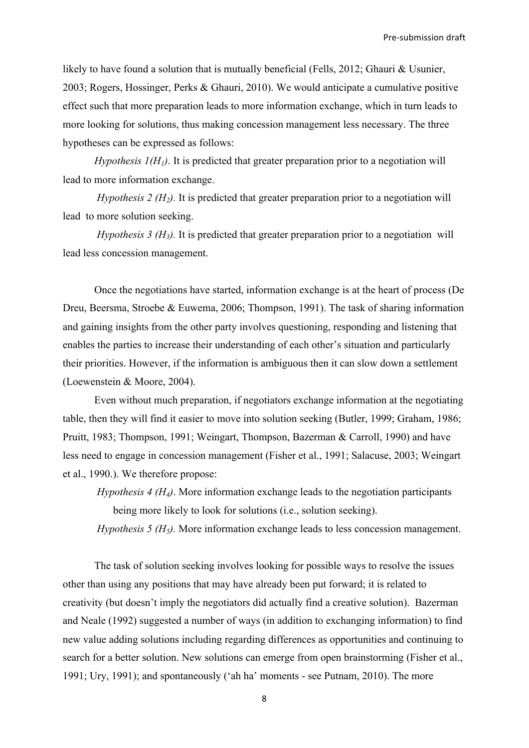likely to have found a solution that is mutually beneficial (Fells, 2012; Ghauri & Usunier, 2003; Rogers, Hossinger, Perks & Ghauri, 2010). We would anticipate a cumulative positive effect such that more preparation leads to more information exchange, which in turn leads to more looking for solutions, thus making concession management less necessary. The three hypotheses can be expressed as follows:

*Hypothesis 1($H_1$)*. It is predicted that greater preparation prior to a negotiation will lead to more information exchange.

*Hypothesis 2 ($H_2$).* It is predicted that greater preparation prior to a negotiation will lead to more solution seeking.

*Hypothesis 3 ($H_3$).* It is predicted that greater preparation prior to a negotiation will lead less concession management.

Once the negotiations have started, information exchange is at the heart of process (De Dreu, Beersma, Stroebe & Euwema, 2006; Thompson, 1991). The task of sharing information and gaining insights from the other party involves questioning, responding and listening that enables the parties to increase their understanding of each other's situation and particularly their priorities. However, if the information is ambiguous then it can slow down a settlement (Loewenstein & Moore, 2004).

Even without much preparation, if negotiators exchange information at the negotiating table, then they will find it easier to move into solution seeking (Butler, 1999; Graham, 1986; Pruitt, 1983; Thompson, 1991; Weingart, Thompson, Bazerman & Carroll, 1990) and have less need to engage in concession management (Fisher et al., 1991; Salacuse, 2003; Weingart et al., 1990.). We therefore propose:

*Hypothesis 4 ($H_4$)*. More information exchange leads to the negotiation participants being more likely to look for solutions (i.e., solution seeking).

*Hypothesis 5 ($H_5$).* More information exchange leads to less concession management.

The task of solution seeking involves looking for possible ways to resolve the issues other than using any positions that may have already been put forward; it is related to creativity (but doesn't imply the negotiators did actually find a creative solution). Bazerman and Neale (1992) suggested a number of ways (in addition to exchanging information) to find new value adding solutions including regarding differences as opportunities and continuing to search for a better solution. New solutions can emerge from open brainstorming (Fisher et al., 1991; Ury, 1991); and spontaneously ('ah ha' moments - see Putnam, 2010). The more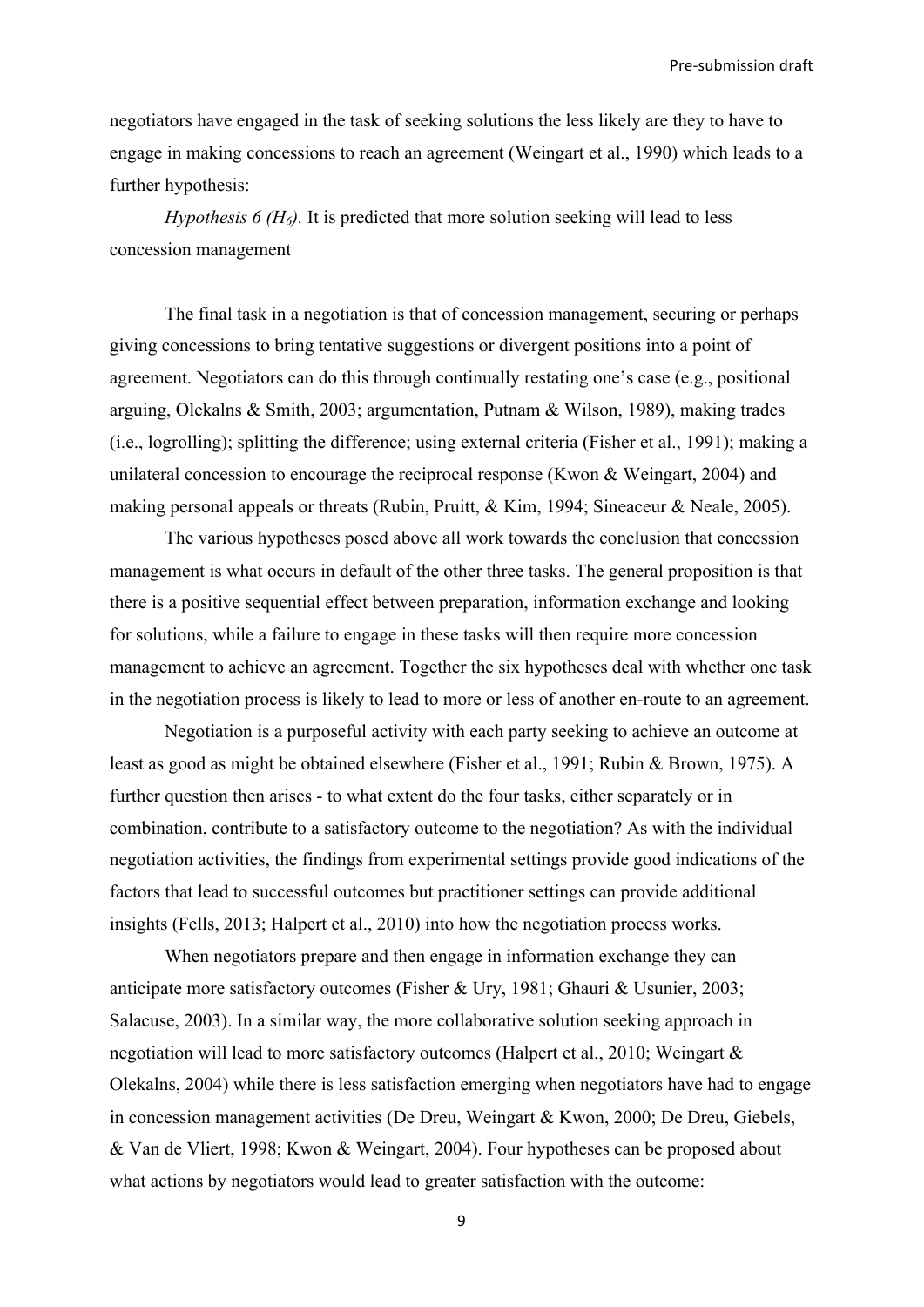negotiators have engaged in the task of seeking solutions the less likely are they to have to engage in making concessions to reach an agreement (Weingart et al., 1990) which leads to a further hypothesis:

*Hypothesis 6 ($H_6$).* It is predicted that more solution seeking will lead to less concession management

The final task in a negotiation is that of concession management, securing or perhaps giving concessions to bring tentative suggestions or divergent positions into a point of agreement. Negotiators can do this through continually restating one's case (e.g., positional arguing, Olekalns & Smith, 2003; argumentation, Putnam & Wilson, 1989), making trades (i.e., logrolling); splitting the difference; using external criteria (Fisher et al., 1991); making a unilateral concession to encourage the reciprocal response (Kwon & Weingart, 2004) and making personal appeals or threats (Rubin, Pruitt, & Kim, 1994; Sineaceur & Neale, 2005).

The various hypotheses posed above all work towards the conclusion that concession management is what occurs in default of the other three tasks. The general proposition is that there is a positive sequential effect between preparation, information exchange and looking for solutions, while a failure to engage in these tasks will then require more concession management to achieve an agreement. Together the six hypotheses deal with whether one task in the negotiation process is likely to lead to more or less of another en-route to an agreement.

Negotiation is a purposeful activity with each party seeking to achieve an outcome at least as good as might be obtained elsewhere (Fisher et al., 1991; Rubin & Brown, 1975). A further question then arises - to what extent do the four tasks, either separately or in combination, contribute to a satisfactory outcome to the negotiation? As with the individual negotiation activities, the findings from experimental settings provide good indications of the factors that lead to successful outcomes but practitioner settings can provide additional insights (Fells, 2013; Halpert et al., 2010) into how the negotiation process works.

When negotiators prepare and then engage in information exchange they can anticipate more satisfactory outcomes (Fisher & Ury, 1981; Ghauri & Usunier, 2003; Salacuse, 2003). In a similar way, the more collaborative solution seeking approach in negotiation will lead to more satisfactory outcomes (Halpert et al., 2010; Weingart & Olekalns, 2004) while there is less satisfaction emerging when negotiators have had to engage in concession management activities (De Dreu, Weingart & Kwon, 2000; De Dreu, Giebels, & Van de Vliert, 1998; Kwon & Weingart, 2004). Four hypotheses can be proposed about what actions by negotiators would lead to greater satisfaction with the outcome: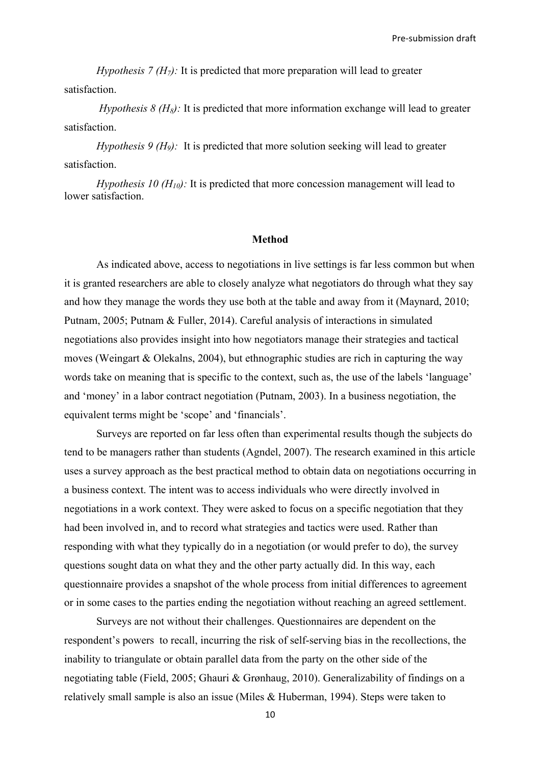*Hypothesis 7 ($H_7$):* It is predicted that more preparation will lead to greater satisfaction.

*Hypothesis 8 ($H_8$):* It is predicted that more information exchange will lead to greater satisfaction.

*Hypothesis 9 ($H_9$):* It is predicted that more solution seeking will lead to greater satisfaction.

*Hypothesis 10 ($H_{10}$):* It is predicted that more concession management will lead to lower satisfaction.

## Method

As indicated above, access to negotiations in live settings is far less common but when it is granted researchers are able to closely analyze what negotiators do through what they say and how they manage the words they use both at the table and away from it (Maynard, 2010; Putnam, 2005; Putnam & Fuller, 2014). Careful analysis of interactions in simulated negotiations also provides insight into how negotiators manage their strategies and tactical moves (Weingart & Olekalns, 2004), but ethnographic studies are rich in capturing the way words take on meaning that is specific to the context, such as, the use of the labels 'language' and 'money' in a labor contract negotiation (Putnam, 2003). In a business negotiation, the equivalent terms might be 'scope' and 'financials'.

Surveys are reported on far less often than experimental results though the subjects do tend to be managers rather than students (Agndel, 2007). The research examined in this article uses a survey approach as the best practical method to obtain data on negotiations occurring in a business context. The intent was to access individuals who were directly involved in negotiations in a work context. They were asked to focus on a specific negotiation that they had been involved in, and to record what strategies and tactics were used. Rather than responding with what they typically do in a negotiation (or would prefer to do), the survey questions sought data on what they and the other party actually did. In this way, each questionnaire provides a snapshot of the whole process from initial differences to agreement or in some cases to the parties ending the negotiation without reaching an agreed settlement.

Surveys are not without their challenges. Questionnaires are dependent on the respondent's powers to recall, incurring the risk of self-serving bias in the recollections, the inability to triangulate or obtain parallel data from the party on the other side of the negotiating table (Field, 2005; Ghauri & Grønhaug, 2010). Generalizability of findings on a relatively small sample is also an issue (Miles & Huberman, 1994). Steps were taken to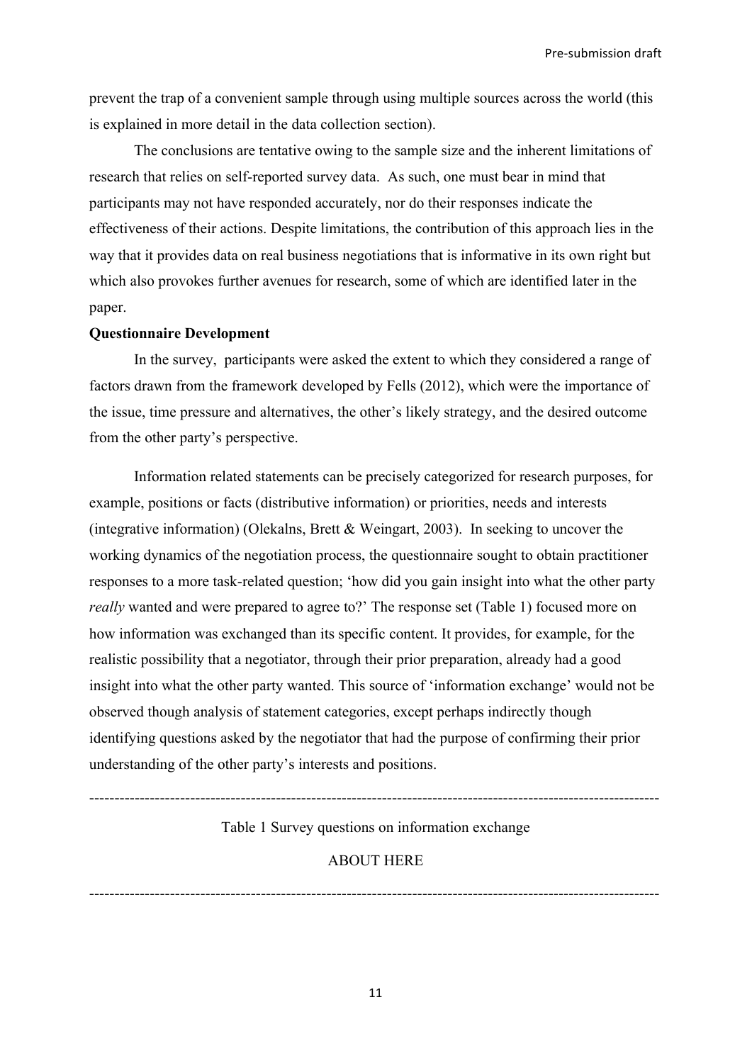prevent the trap of a convenient sample through using multiple sources across the world (this is explained in more detail in the data collection section).

The conclusions are tentative owing to the sample size and the inherent limitations of research that relies on self-reported survey data. As such, one must bear in mind that participants may not have responded accurately, nor do their responses indicate the effectiveness of their actions. Despite limitations, the contribution of this approach lies in the way that it provides data on real business negotiations that is informative in its own right but which also provokes further avenues for research, some of which are identified later in the paper.

**Questionnaire Development**

In the survey, participants were asked the extent to which they considered a range of factors drawn from the framework developed by Fells (2012), which were the importance of the issue, time pressure and alternatives, the other's likely strategy, and the desired outcome from the other party's perspective.

Information related statements can be precisely categorized for research purposes, for example, positions or facts (distributive information) or priorities, needs and interests (integrative information) (Olekalns, Brett & Weingart, 2003). In seeking to uncover the working dynamics of the negotiation process, the questionnaire sought to obtain practitioner responses to a more task-related question; 'how did you gain insight into what the other party *really* wanted and were prepared to agree to?' The response set (Table 1) focused more on how information was exchanged than its specific content. It provides, for example, for the realistic possibility that a negotiator, through their prior preparation, already had a good insight into what the other party wanted. This source of 'information exchange' would not be observed though analysis of statement categories, except perhaps indirectly though identifying questions asked by the negotiator that had the purpose of confirming their prior understanding of the other party's interests and positions.

---

Table 1 Survey questions on information exchange

ABOUT HERE

---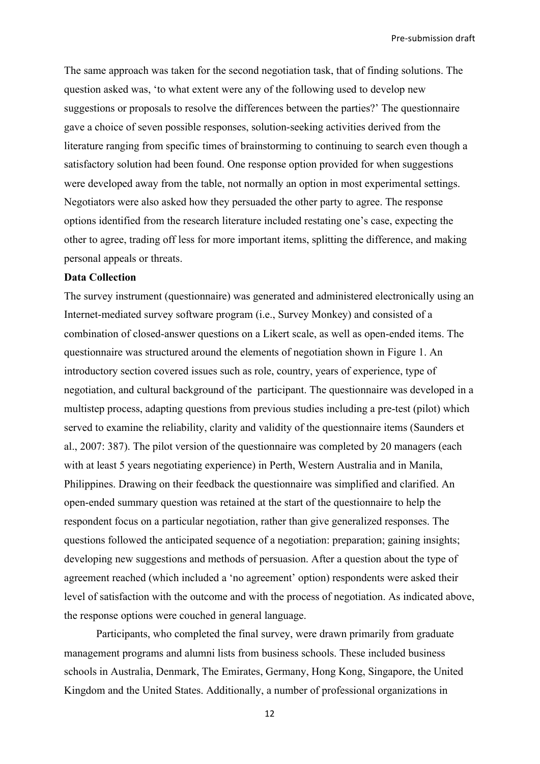The same approach was taken for the second negotiation task, that of finding solutions. The question asked was, 'to what extent were any of the following used to develop new suggestions or proposals to resolve the differences between the parties?' The questionnaire gave a choice of seven possible responses, solution-seeking activities derived from the literature ranging from specific times of brainstorming to continuing to search even though a satisfactory solution had been found. One response option provided for when suggestions were developed away from the table, not normally an option in most experimental settings. Negotiators were also asked how they persuaded the other party to agree. The response options identified from the research literature included restating one's case, expecting the other to agree, trading off less for more important items, splitting the difference, and making personal appeals or threats.

**Data Collection**

The survey instrument (questionnaire) was generated and administered electronically using an Internet-mediated survey software program (i.e., Survey Monkey) and consisted of a combination of closed-answer questions on a Likert scale, as well as open-ended items. The questionnaire was structured around the elements of negotiation shown in Figure 1. An introductory section covered issues such as role, country, years of experience, type of negotiation, and cultural background of the participant. The questionnaire was developed in a multistep process, adapting questions from previous studies including a pre-test (pilot) which served to examine the reliability, clarity and validity of the questionnaire items (Saunders et al., 2007: 387). The pilot version of the questionnaire was completed by 20 managers (each with at least 5 years negotiating experience) in Perth, Western Australia and in Manila, Philippines. Drawing on their feedback the questionnaire was simplified and clarified. An open-ended summary question was retained at the start of the questionnaire to help the respondent focus on a particular negotiation, rather than give generalized responses. The questions followed the anticipated sequence of a negotiation: preparation; gaining insights; developing new suggestions and methods of persuasion. After a question about the type of agreement reached (which included a 'no agreement' option) respondents were asked their level of satisfaction with the outcome and with the process of negotiation. As indicated above, the response options were couched in general language.

Participants, who completed the final survey, were drawn primarily from graduate management programs and alumni lists from business schools. These included business schools in Australia, Denmark, The Emirates, Germany, Hong Kong, Singapore, the United Kingdom and the United States. Additionally, a number of professional organizations in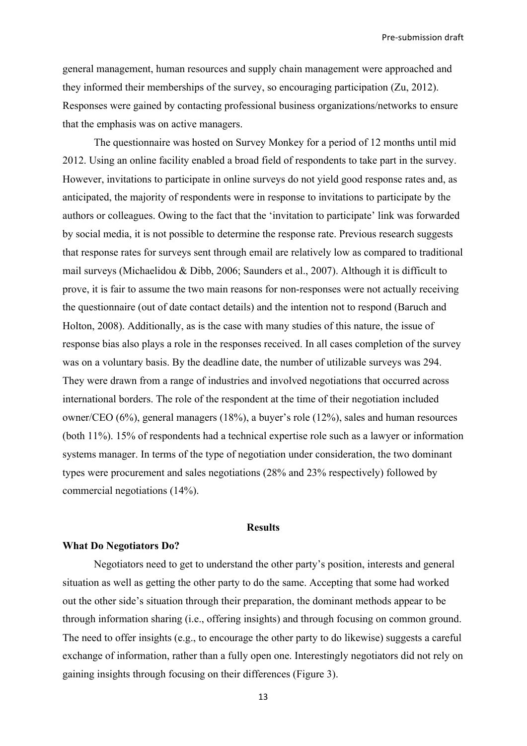general management, human resources and supply chain management were approached and they informed their memberships of the survey, so encouraging participation (Zu, 2012). Responses were gained by contacting professional business organizations/networks to ensure that the emphasis was on active managers.

The questionnaire was hosted on Survey Monkey for a period of 12 months until mid 2012. Using an online facility enabled a broad field of respondents to take part in the survey. However, invitations to participate in online surveys do not yield good response rates and, as anticipated, the majority of respondents were in response to invitations to participate by the authors or colleagues. Owing to the fact that the 'invitation to participate' link was forwarded by social media, it is not possible to determine the response rate. Previous research suggests that response rates for surveys sent through email are relatively low as compared to traditional mail surveys (Michaelidou & Dibb, 2006; Saunders et al., 2007). Although it is difficult to prove, it is fair to assume the two main reasons for non-responses were not actually receiving the questionnaire (out of date contact details) and the intention not to respond (Baruch and Holton, 2008). Additionally, as is the case with many studies of this nature, the issue of response bias also plays a role in the responses received. In all cases completion of the survey was on a voluntary basis. By the deadline date, the number of utilizable surveys was 294. They were drawn from a range of industries and involved negotiations that occurred across international borders. The role of the respondent at the time of their negotiation included owner/CEO (6%), general managers (18%), a buyer's role (12%), sales and human resources (both 11%). 15% of respondents had a technical expertise role such as a lawyer or information systems manager. In terms of the type of negotiation under consideration, the two dominant types were procurement and sales negotiations (28% and 23% respectively) followed by commercial negotiations (14%).

## Results

### What Do Negotiators Do?

Negotiators need to get to understand the other party's position, interests and general situation as well as getting the other party to do the same. Accepting that some had worked out the other side's situation through their preparation, the dominant methods appear to be through information sharing (i.e., offering insights) and through focusing on common ground. The need to offer insights (e.g., to encourage the other party to do likewise) suggests a careful exchange of information, rather than a fully open one. Interestingly negotiators did not rely on gaining insights through focusing on their differences (Figure 3).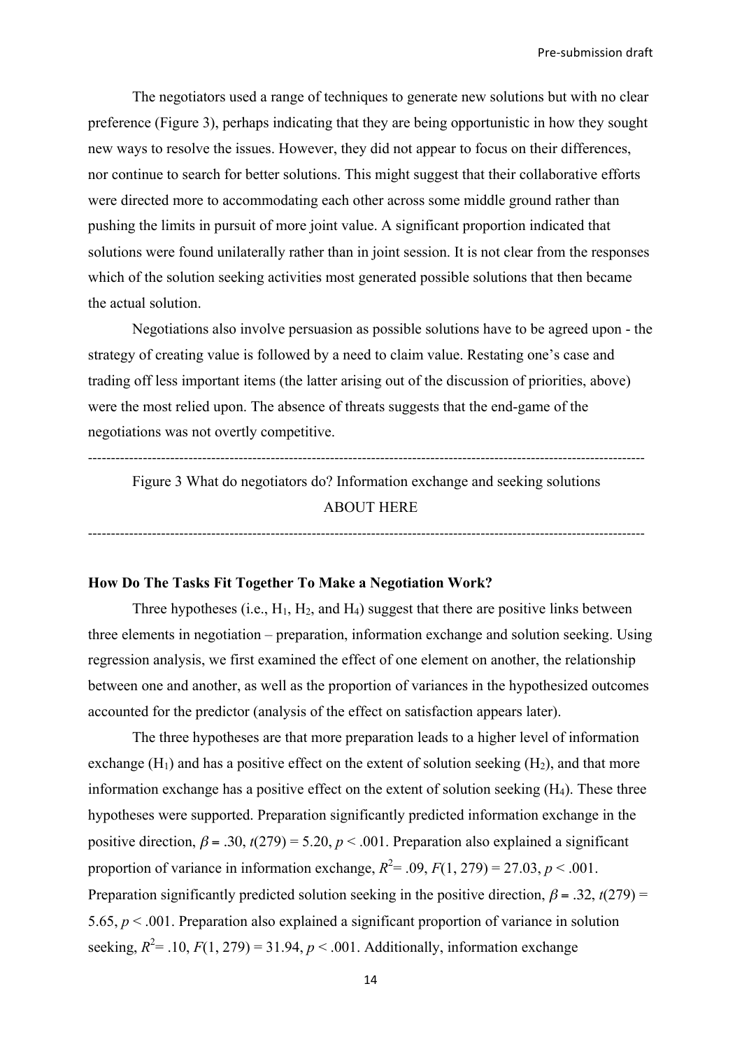The negotiators used a range of techniques to generate new solutions but with no clear preference (Figure 3), perhaps indicating that they are being opportunistic in how they sought new ways to resolve the issues. However, they did not appear to focus on their differences, nor continue to search for better solutions. This might suggest that their collaborative efforts were directed more to accommodating each other across some middle ground rather than pushing the limits in pursuit of more joint value. A significant proportion indicated that solutions were found unilaterally rather than in joint session. It is not clear from the responses which of the solution seeking activities most generated possible solutions that then became the actual solution.

Negotiations also involve persuasion as possible solutions have to be agreed upon - the strategy of creating value is followed by a need to claim value. Restating one's case and trading off less important items (the latter arising out of the discussion of priorities, above) were the most relied upon. The absence of threats suggests that the end-game of the negotiations was not overtly competitive.

---

Figure 3 What do negotiators do? Information exchange and seeking solutions

ABOUT HERE

---

**How Do The Tasks Fit Together To Make a Negotiation Work?**

Three hypotheses (i.e., $H_1$, $H_2$, and $H_4$) suggest that there are positive links between three elements in negotiation – preparation, information exchange and solution seeking. Using regression analysis, we first examined the effect of one element on another, the relationship between one and another, as well as the proportion of variances in the hypothesized outcomes accounted for the predictor (analysis of the effect on satisfaction appears later).

The three hypotheses are that more preparation leads to a higher level of information exchange ($H_1$) and has a positive effect on the extent of solution seeking ($H_2$), and that more information exchange has a positive effect on the extent of solution seeking ($H_4$). These three hypotheses were supported. Preparation significantly predicted information exchange in the positive direction, $\beta = .30$, $t(279) = 5.20$, $p < .001$. Preparation also explained a significant proportion of variance in information exchange, $R^2 = .09$, $F(1, 279) = 27.03$, $p < .001$. Preparation significantly predicted solution seeking in the positive direction, $\beta = .32$, $t(279) = 5.65$, $p < .001$. Preparation also explained a significant proportion of variance in solution seeking, $R^2 = .10$, $F(1, 279) = 31.94$, $p < .001$. Additionally, information exchange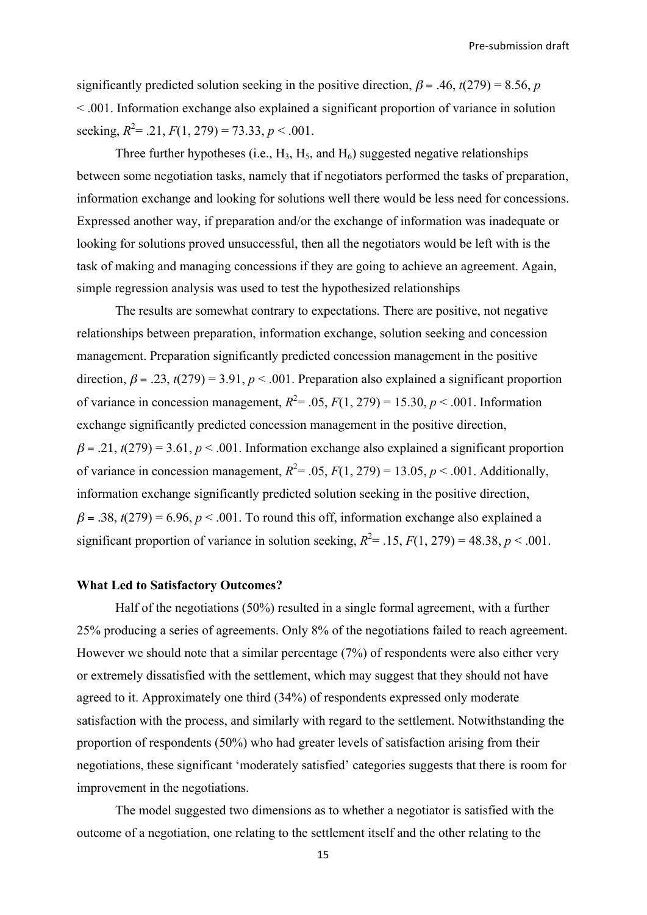significantly predicted solution seeking in the positive direction, $\beta = .46$, $t(279) = 8.56$, $p < .001$. Information exchange also explained a significant proportion of variance in solution seeking, $R^2 = .21$, $F(1, 279) = 73.33$, $p < .001$.

Three further hypotheses (i.e., $H_3$, $H_5$, and $H_6$) suggested negative relationships between some negotiation tasks, namely that if negotiators performed the tasks of preparation, information exchange and looking for solutions well there would be less need for concessions. Expressed another way, if preparation and/or the exchange of information was inadequate or looking for solutions proved unsuccessful, then all the negotiators would be left with is the task of making and managing concessions if they are going to achieve an agreement. Again, simple regression analysis was used to test the hypothesized relationships

The results are somewhat contrary to expectations. There are positive, not negative relationships between preparation, information exchange, solution seeking and concession management. Preparation significantly predicted concession management in the positive direction, $\beta = .23$, $t(279) = 3.91$, $p < .001$. Preparation also explained a significant proportion of variance in concession management, $R^2 = .05$, $F(1, 279) = 15.30$, $p < .001$. Information exchange significantly predicted concession management in the positive direction, $\beta = .21$, $t(279) = 3.61$, $p < .001$. Information exchange also explained a significant proportion of variance in concession management, $R^2 = .05$, $F(1, 279) = 13.05$, $p < .001$. Additionally, information exchange significantly predicted solution seeking in the positive direction, $\beta = .38$, $t(279) = 6.96$, $p < .001$. To round this off, information exchange also explained a significant proportion of variance in solution seeking, $R^2 = .15$, $F(1, 279) = 48.38$, $p < .001$.

**What Led to Satisfactory Outcomes?**

Half of the negotiations (50%) resulted in a single formal agreement, with a further 25% producing a series of agreements. Only 8% of the negotiations failed to reach agreement. However we should note that a similar percentage (7%) of respondents were also either very or extremely dissatisfied with the settlement, which may suggest that they should not have agreed to it. Approximately one third (34%) of respondents expressed only moderate satisfaction with the process, and similarly with regard to the settlement. Notwithstanding the proportion of respondents (50%) who had greater levels of satisfaction arising from their negotiations, these significant 'moderately satisfied' categories suggests that there is room for improvement in the negotiations.

The model suggested two dimensions as to whether a negotiator is satisfied with the outcome of a negotiation, one relating to the settlement itself and the other relating to the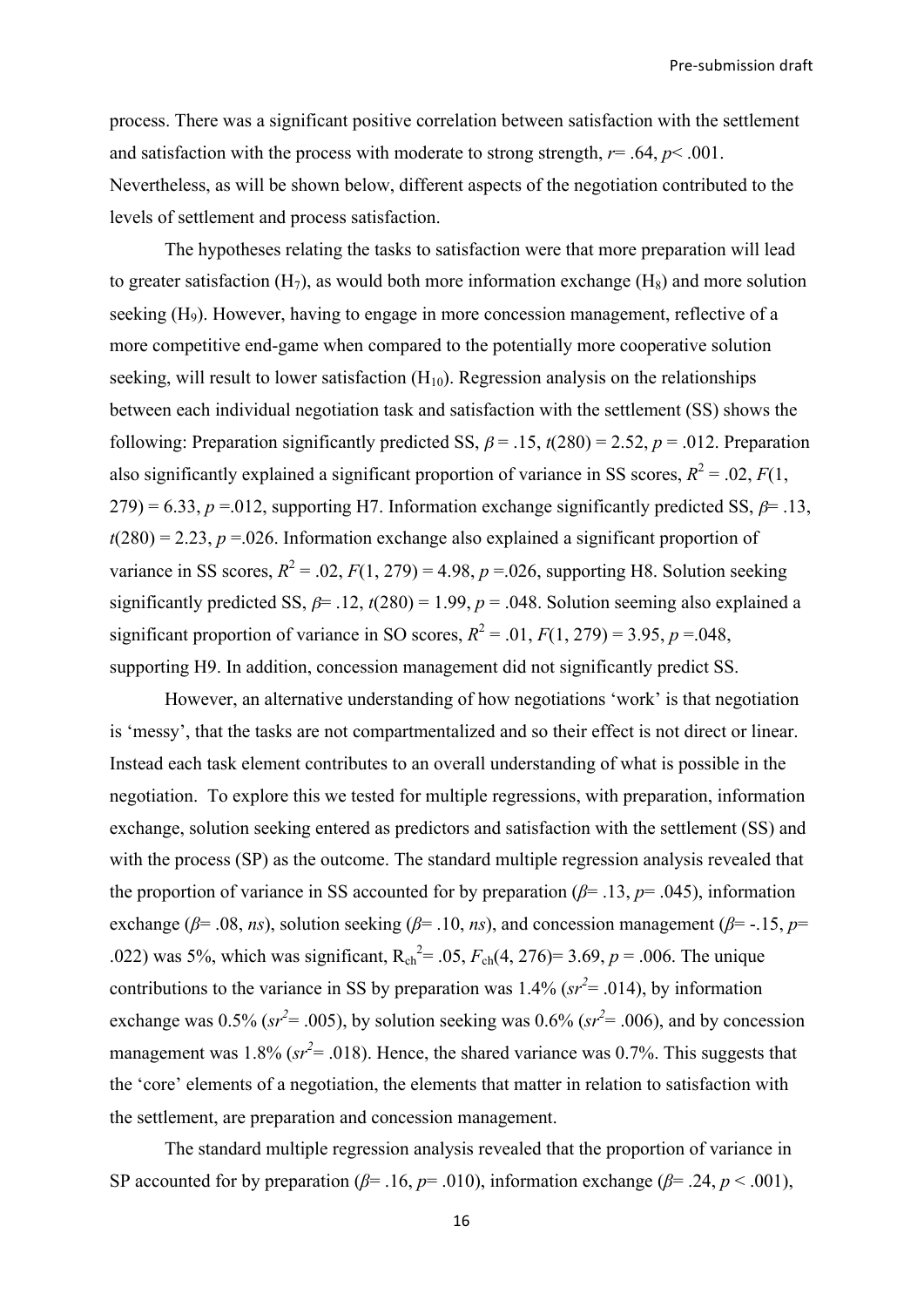process. There was a significant positive correlation between satisfaction with the settlement and satisfaction with the process with moderate to strong strength, $r = .64$, $p < .001$. Nevertheless, as will be shown below, different aspects of the negotiation contributed to the levels of settlement and process satisfaction.

The hypotheses relating the tasks to satisfaction were that more preparation will lead to greater satisfaction ($H_7$), as would both more information exchange ($H_8$) and more solution seeking ($H_9$). However, having to engage in more concession management, reflective of a more competitive end-game when compared to the potentially more cooperative solution seeking, will result to lower satisfaction ($H_{10}$). Regression analysis on the relationships between each individual negotiation task and satisfaction with the settlement (SS) shows the following: Preparation significantly predicted SS, $\beta = .15$, $t(280) = 2.52$, $p = .012$. Preparation also significantly explained a significant proportion of variance in SS scores, $R^2 = .02$, $F(1, 279) = 6.33$, $p = .012$, supporting H7. Information exchange significantly predicted SS, $\beta = .13$, $t(280) = 2.23$, $p = .026$. Information exchange also explained a significant proportion of variance in SS scores, $R^2 = .02$, $F(1, 279) = 4.98$, $p = .026$, supporting H8. Solution seeking significantly predicted SS, $\beta = .12$, $t(280) = 1.99$, $p = .048$. Solution seeming also explained a significant proportion of variance in SO scores, $R^2 = .01$, $F(1, 279) = 3.95$, $p = .048$, supporting H9. In addition, concession management did not significantly predict SS.

However, an alternative understanding of how negotiations 'work' is that negotiation is 'messy', that the tasks are not compartmentalized and so their effect is not direct or linear. Instead each task element contributes to an overall understanding of what is possible in the negotiation. To explore this we tested for multiple regressions, with preparation, information exchange, solution seeking entered as predictors and satisfaction with the settlement (SS) and with the process (SP) as the outcome. The standard multiple regression analysis revealed that the proportion of variance in SS accounted for by preparation ($\beta = .13$, $p = .045$), information exchange ($\beta = .08$, *ns*), solution seeking ($\beta = .10$, *ns*), and concession management ($\beta = -.15$, $p = .022$) was 5%, which was significant, $R_{ch}^2 = .05$, $F_{ch}(4, 276) = 3.69$, $p = .006$. The unique contributions to the variance in SS by preparation was 1.4% ($sr^2 = .014$), by information exchange was 0.5% ($sr^2 = .005$), by solution seeking was 0.6% ($sr^2 = .006$), and by concession management was 1.8% ($sr^2 = .018$). Hence, the shared variance was 0.7%. This suggests that the 'core' elements of a negotiation, the elements that matter in relation to satisfaction with the settlement, are preparation and concession management.

The standard multiple regression analysis revealed that the proportion of variance in SP accounted for by preparation ($\beta = .16$, $p = .010$), information exchange ($\beta = .24$, $p < .001$),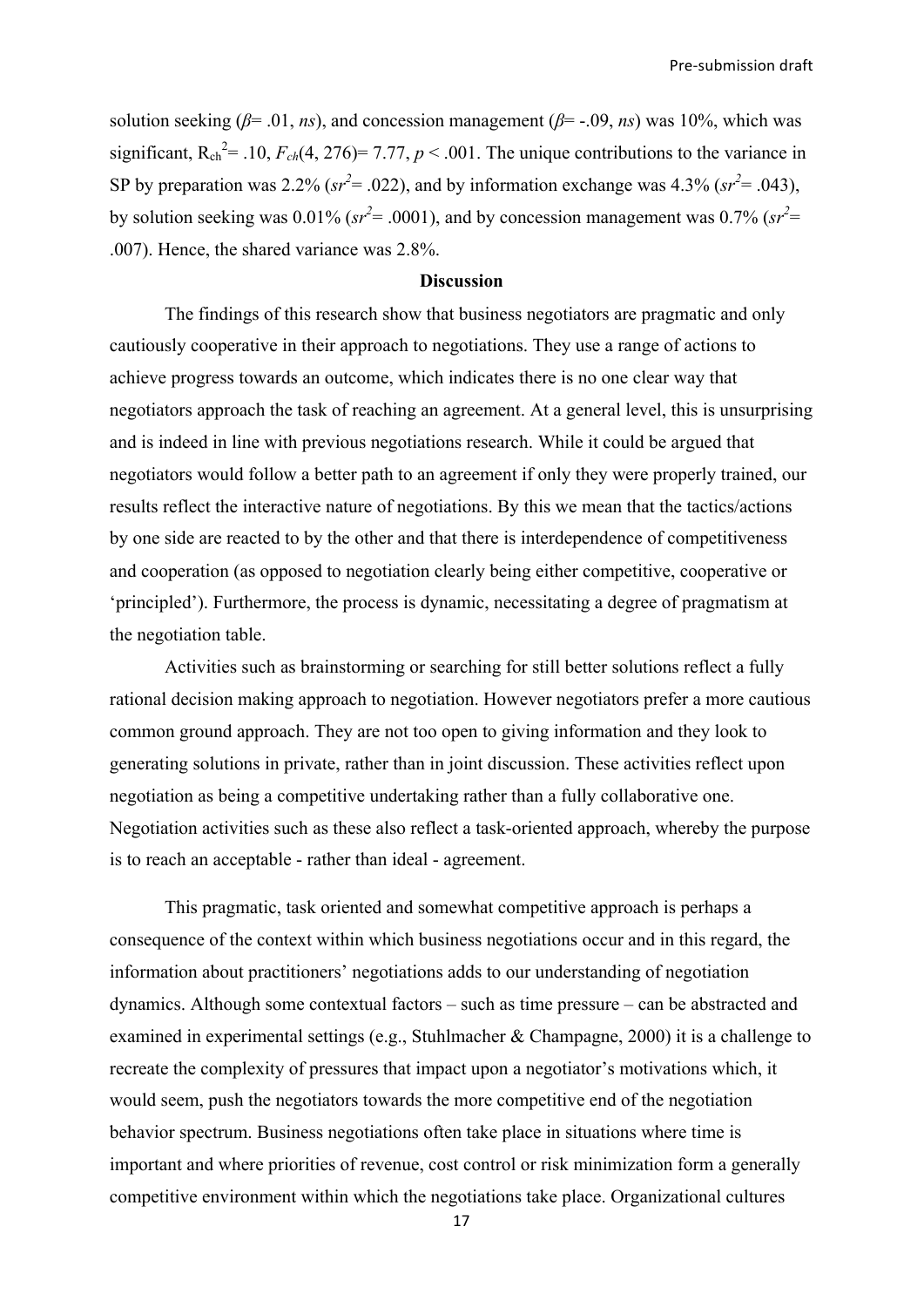solution seeking ($\beta$= .01, *ns*), and concession management ($\beta$= -.09, *ns*) was 10%, which was significant, $R_{ch}^2$= .10, $F_{ch}(4, 276)$= 7.77, $p < .001$. The unique contributions to the variance in SP by preparation was 2.2% ($sr^2$= .022), and by information exchange was 4.3% ($sr^2$= .043), by solution seeking was 0.01% ($sr^2$= .0001), and by concession management was 0.7% ($sr^2$= .007). Hence, the shared variance was 2.8%.

## Discussion

The findings of this research show that business negotiators are pragmatic and only cautiously cooperative in their approach to negotiations. They use a range of actions to achieve progress towards an outcome, which indicates there is no one clear way that negotiators approach the task of reaching an agreement. At a general level, this is unsurprising and is indeed in line with previous negotiations research. While it could be argued that negotiators would follow a better path to an agreement if only they were properly trained, our results reflect the interactive nature of negotiations. By this we mean that the tactics/actions by one side are reacted to by the other and that there is interdependence of competitiveness and cooperation (as opposed to negotiation clearly being either competitive, cooperative or 'principled'). Furthermore, the process is dynamic, necessitating a degree of pragmatism at the negotiation table.

Activities such as brainstorming or searching for still better solutions reflect a fully rational decision making approach to negotiation. However negotiators prefer a more cautious common ground approach. They are not too open to giving information and they look to generating solutions in private, rather than in joint discussion. These activities reflect upon negotiation as being a competitive undertaking rather than a fully collaborative one. Negotiation activities such as these also reflect a task-oriented approach, whereby the purpose is to reach an acceptable - rather than ideal - agreement.

This pragmatic, task oriented and somewhat competitive approach is perhaps a consequence of the context within which business negotiations occur and in this regard, the information about practitioners' negotiations adds to our understanding of negotiation dynamics. Although some contextual factors – such as time pressure – can be abstracted and examined in experimental settings (e.g., Stuhlmacher & Champagne, 2000) it is a challenge to recreate the complexity of pressures that impact upon a negotiator's motivations which, it would seem, push the negotiators towards the more competitive end of the negotiation behavior spectrum. Business negotiations often take place in situations where time is important and where priorities of revenue, cost control or risk minimization form a generally competitive environment within which the negotiations take place. Organizational cultures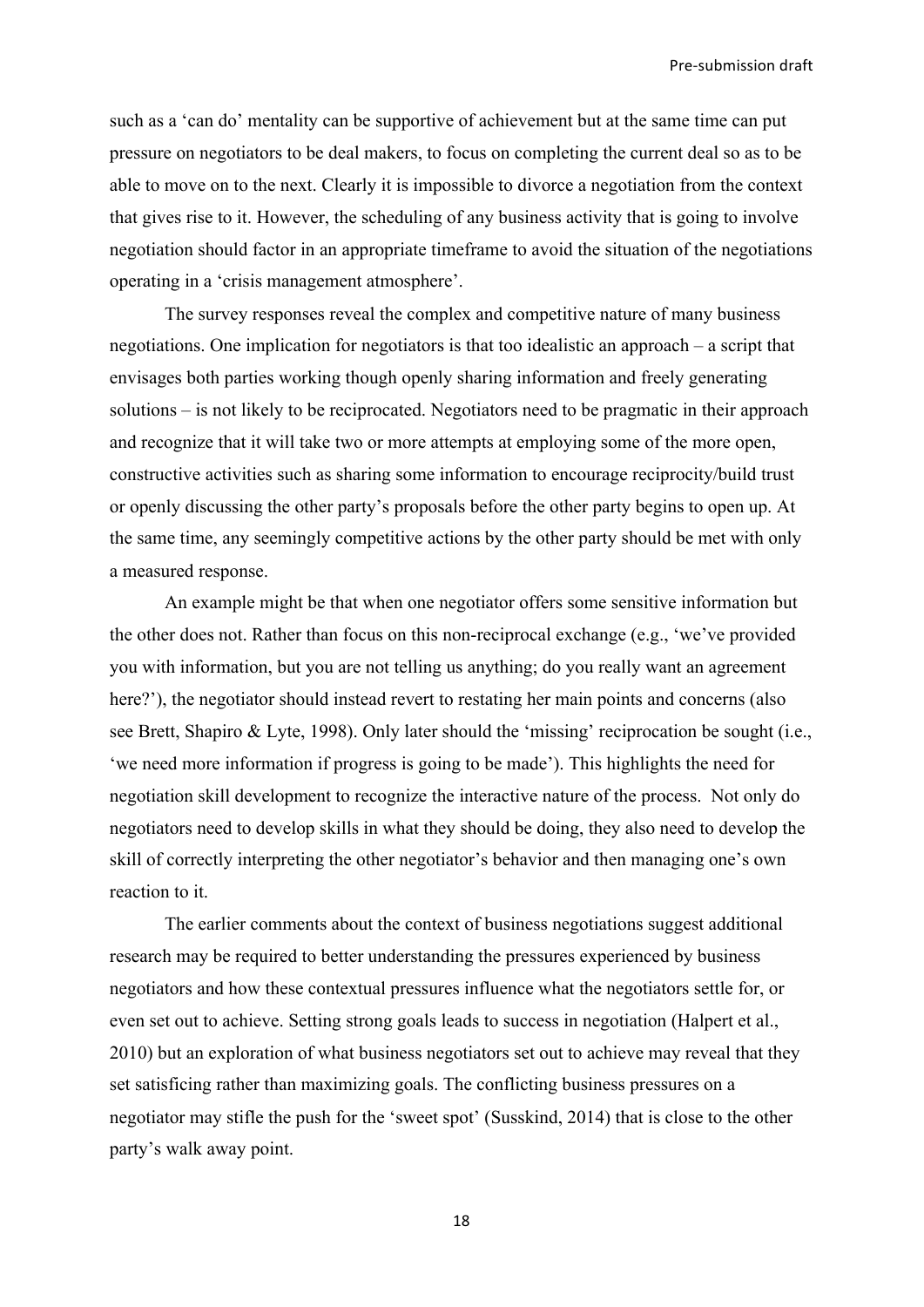such as a 'can do' mentality can be supportive of achievement but at the same time can put pressure on negotiators to be deal makers, to focus on completing the current deal so as to be able to move on to the next. Clearly it is impossible to divorce a negotiation from the context that gives rise to it. However, the scheduling of any business activity that is going to involve negotiation should factor in an appropriate timeframe to avoid the situation of the negotiations operating in a 'crisis management atmosphere'.

The survey responses reveal the complex and competitive nature of many business negotiations. One implication for negotiators is that too idealistic an approach – a script that envisages both parties working though openly sharing information and freely generating solutions – is not likely to be reciprocated. Negotiators need to be pragmatic in their approach and recognize that it will take two or more attempts at employing some of the more open, constructive activities such as sharing some information to encourage reciprocity/build trust or openly discussing the other party's proposals before the other party begins to open up. At the same time, any seemingly competitive actions by the other party should be met with only a measured response.

An example might be that when one negotiator offers some sensitive information but the other does not. Rather than focus on this non-reciprocal exchange (e.g., 'we've provided you with information, but you are not telling us anything; do you really want an agreement here?'), the negotiator should instead revert to restating her main points and concerns (also see Brett, Shapiro & Lyte, 1998). Only later should the 'missing' reciprocation be sought (i.e., 'we need more information if progress is going to be made'). This highlights the need for negotiation skill development to recognize the interactive nature of the process. Not only do negotiators need to develop skills in what they should be doing, they also need to develop the skill of correctly interpreting the other negotiator's behavior and then managing one's own reaction to it.

The earlier comments about the context of business negotiations suggest additional research may be required to better understanding the pressures experienced by business negotiators and how these contextual pressures influence what the negotiators settle for, or even set out to achieve. Setting strong goals leads to success in negotiation (Halpert et al., 2010) but an exploration of what business negotiators set out to achieve may reveal that they set satisficing rather than maximizing goals. The conflicting business pressures on a negotiator may stifle the push for the 'sweet spot' (Susskind, 2014) that is close to the other party's walk away point.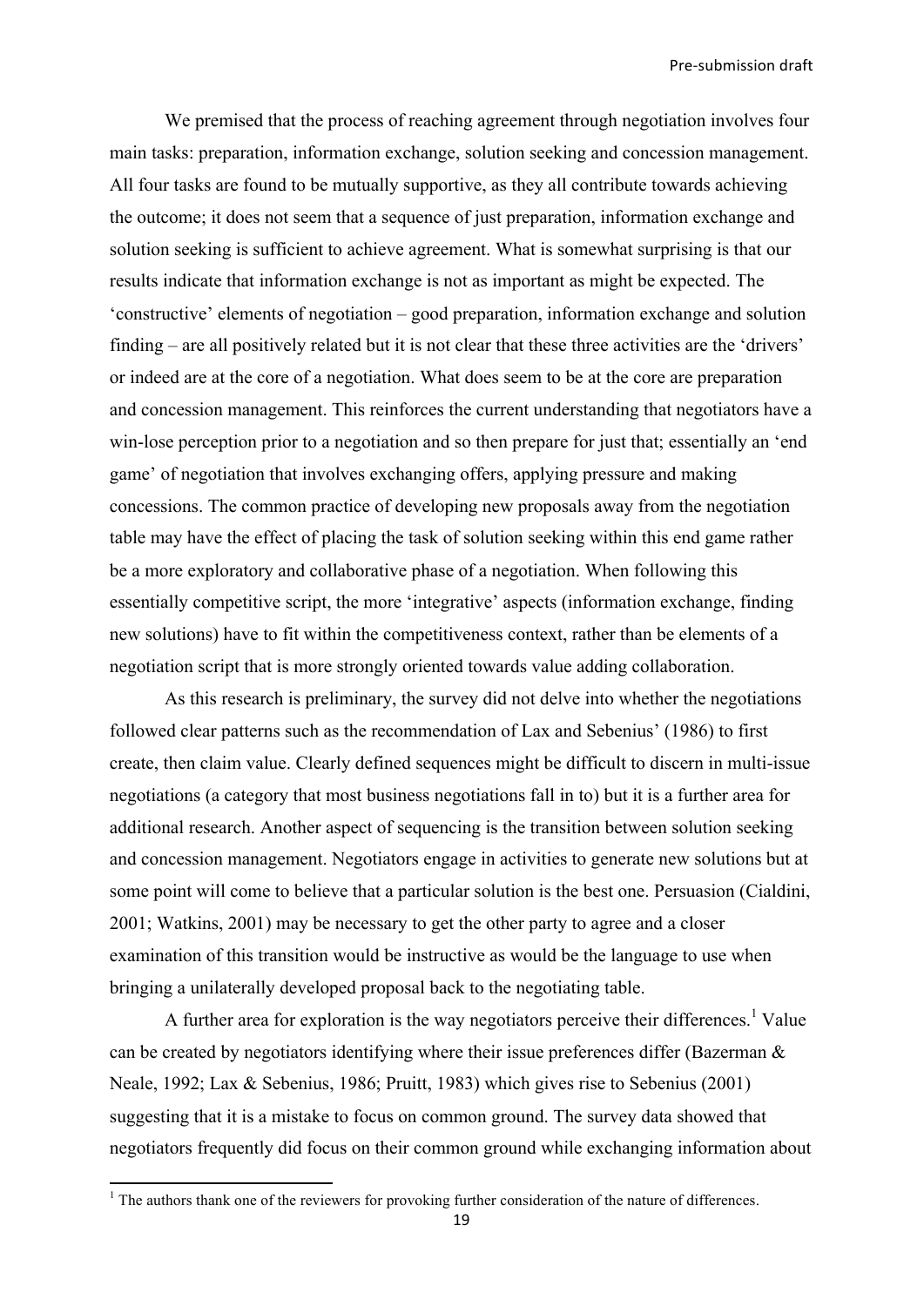We premised that the process of reaching agreement through negotiation involves four main tasks: preparation, information exchange, solution seeking and concession management. All four tasks are found to be mutually supportive, as they all contribute towards achieving the outcome; it does not seem that a sequence of just preparation, information exchange and solution seeking is sufficient to achieve agreement. What is somewhat surprising is that our results indicate that information exchange is not as important as might be expected. The 'constructive' elements of negotiation – good preparation, information exchange and solution finding – are all positively related but it is not clear that these three activities are the 'drivers' or indeed are at the core of a negotiation. What does seem to be at the core are preparation and concession management. This reinforces the current understanding that negotiators have a win-lose perception prior to a negotiation and so then prepare for just that; essentially an 'end game' of negotiation that involves exchanging offers, applying pressure and making concessions. The common practice of developing new proposals away from the negotiation table may have the effect of placing the task of solution seeking within this end game rather be a more exploratory and collaborative phase of a negotiation. When following this essentially competitive script, the more 'integrative' aspects (information exchange, finding new solutions) have to fit within the competitiveness context, rather than be elements of a negotiation script that is more strongly oriented towards value adding collaboration.

As this research is preliminary, the survey did not delve into whether the negotiations followed clear patterns such as the recommendation of Lax and Sebenius' (1986) to first create, then claim value. Clearly defined sequences might be difficult to discern in multi-issue negotiations (a category that most business negotiations fall in to) but it is a further area for additional research. Another aspect of sequencing is the transition between solution seeking and concession management. Negotiators engage in activities to generate new solutions but at some point will come to believe that a particular solution is the best one. Persuasion (Cialdini, 2001; Watkins, 2001) may be necessary to get the other party to agree and a closer examination of this transition would be instructive as would be the language to use when bringing a unilaterally developed proposal back to the negotiating table.

A further area for exploration is the way negotiators perceive their differences.[1] Value can be created by negotiators identifying where their issue preferences differ (Bazerman & Neale, 1992; Lax & Sebenius, 1986; Pruitt, 1983) which gives rise to Sebenius (2001) suggesting that it is a mistake to focus on common ground. The survey data showed that negotiators frequently did focus on their common ground while exchanging information about

[1] The authors thank one of the reviewers for provoking further consideration of the nature of differences.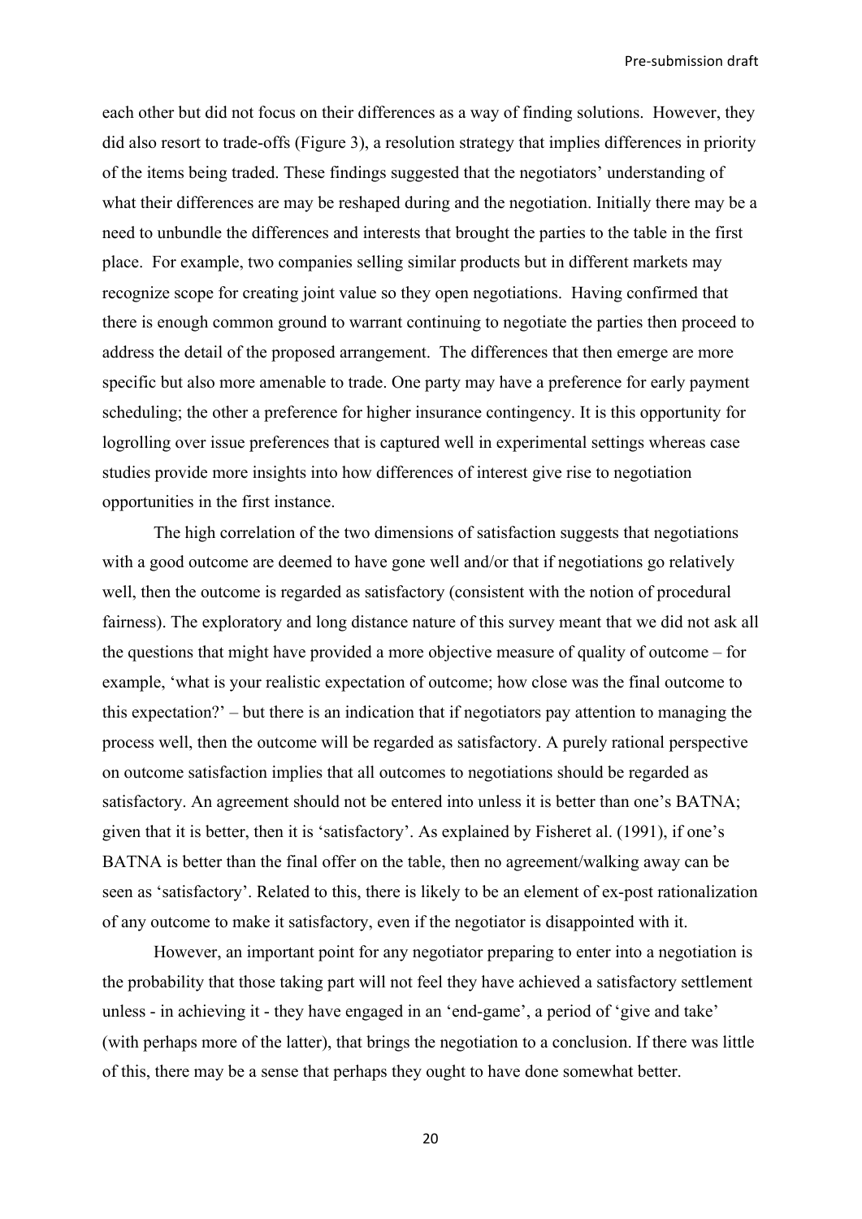each other but did not focus on their differences as a way of finding solutions. However, they did also resort to trade-offs (Figure 3), a resolution strategy that implies differences in priority of the items being traded. These findings suggested that the negotiators' understanding of what their differences are may be reshaped during and the negotiation. Initially there may be a need to unbundle the differences and interests that brought the parties to the table in the first place. For example, two companies selling similar products but in different markets may recognize scope for creating joint value so they open negotiations. Having confirmed that there is enough common ground to warrant continuing to negotiate the parties then proceed to address the detail of the proposed arrangement. The differences that then emerge are more specific but also more amenable to trade. One party may have a preference for early payment scheduling; the other a preference for higher insurance contingency. It is this opportunity for logrolling over issue preferences that is captured well in experimental settings whereas case studies provide more insights into how differences of interest give rise to negotiation opportunities in the first instance.

The high correlation of the two dimensions of satisfaction suggests that negotiations with a good outcome are deemed to have gone well and/or that if negotiations go relatively well, then the outcome is regarded as satisfactory (consistent with the notion of procedural fairness). The exploratory and long distance nature of this survey meant that we did not ask all the questions that might have provided a more objective measure of quality of outcome – for example, 'what is your realistic expectation of outcome; how close was the final outcome to this expectation?' – but there is an indication that if negotiators pay attention to managing the process well, then the outcome will be regarded as satisfactory. A purely rational perspective on outcome satisfaction implies that all outcomes to negotiations should be regarded as satisfactory. An agreement should not be entered into unless it is better than one's BATNA; given that it is better, then it is 'satisfactory'. As explained by Fisheret al. (1991), if one's BATNA is better than the final offer on the table, then no agreement/walking away can be seen as 'satisfactory'. Related to this, there is likely to be an element of ex-post rationalization of any outcome to make it satisfactory, even if the negotiator is disappointed with it.

However, an important point for any negotiator preparing to enter into a negotiation is the probability that those taking part will not feel they have achieved a satisfactory settlement unless - in achieving it - they have engaged in an 'end-game', a period of 'give and take' (with perhaps more of the latter), that brings the negotiation to a conclusion. If there was little of this, there may be a sense that perhaps they ought to have done somewhat better.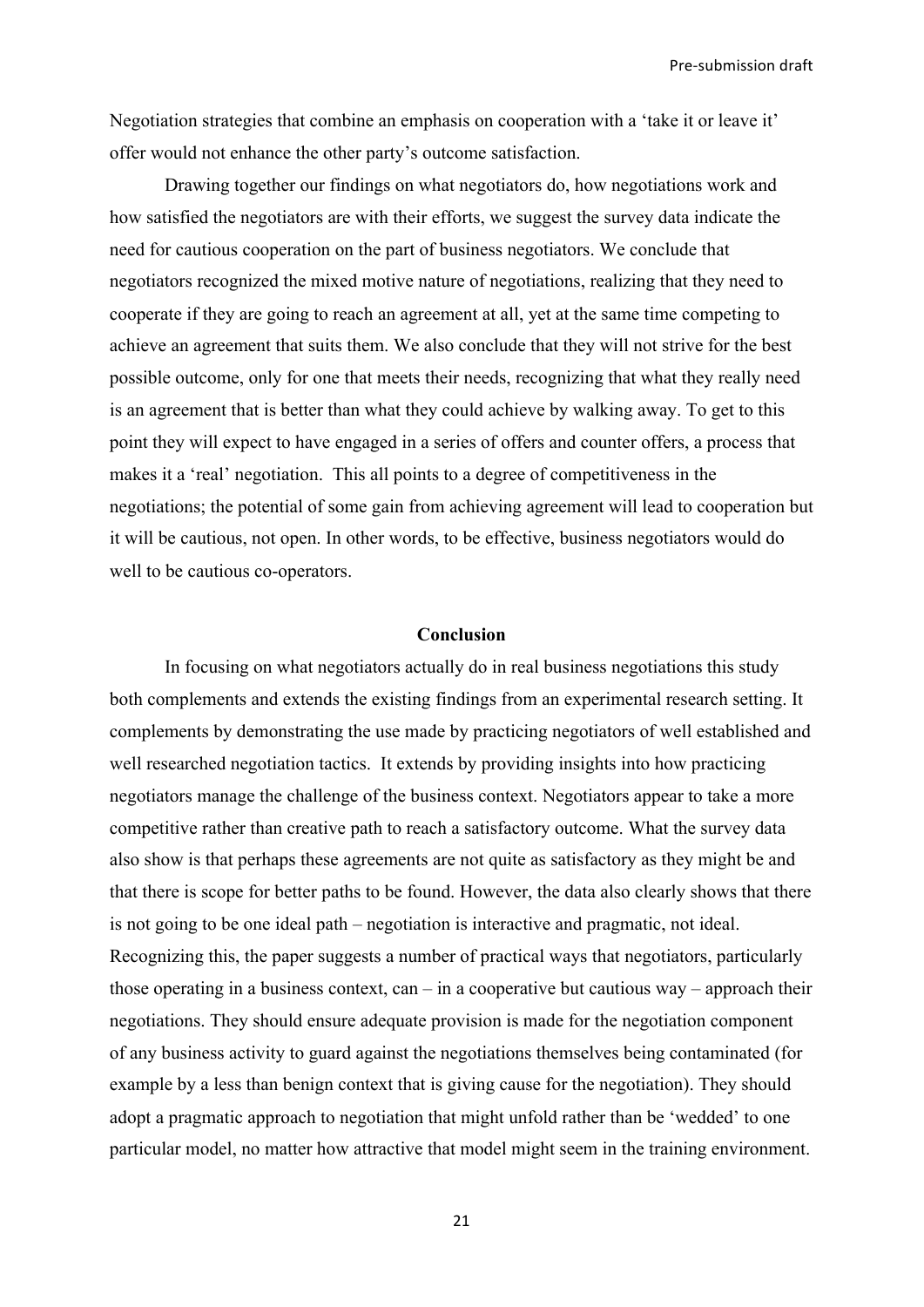Negotiation strategies that combine an emphasis on cooperation with a 'take it or leave it' offer would not enhance the other party's outcome satisfaction.

Drawing together our findings on what negotiators do, how negotiations work and how satisfied the negotiators are with their efforts, we suggest the survey data indicate the need for cautious cooperation on the part of business negotiators. We conclude that negotiators recognized the mixed motive nature of negotiations, realizing that they need to cooperate if they are going to reach an agreement at all, yet at the same time competing to achieve an agreement that suits them. We also conclude that they will not strive for the best possible outcome, only for one that meets their needs, recognizing that what they really need is an agreement that is better than what they could achieve by walking away. To get to this point they will expect to have engaged in a series of offers and counter offers, a process that makes it a 'real' negotiation. This all points to a degree of competitiveness in the negotiations; the potential of some gain from achieving agreement will lead to cooperation but it will be cautious, not open. In other words, to be effective, business negotiators would do well to be cautious co-operators.

## Conclusion

In focusing on what negotiators actually do in real business negotiations this study both complements and extends the existing findings from an experimental research setting. It complements by demonstrating the use made by practicing negotiators of well established and well researched negotiation tactics. It extends by providing insights into how practicing negotiators manage the challenge of the business context. Negotiators appear to take a more competitive rather than creative path to reach a satisfactory outcome. What the survey data also show is that perhaps these agreements are not quite as satisfactory as they might be and that there is scope for better paths to be found. However, the data also clearly shows that there is not going to be one ideal path – negotiation is interactive and pragmatic, not ideal. Recognizing this, the paper suggests a number of practical ways that negotiators, particularly those operating in a business context, can – in a cooperative but cautious way – approach their negotiations. They should ensure adequate provision is made for the negotiation component of any business activity to guard against the negotiations themselves being contaminated (for example by a less than benign context that is giving cause for the negotiation). They should adopt a pragmatic approach to negotiation that might unfold rather than be 'wedded' to one particular model, no matter how attractive that model might seem in the training environment.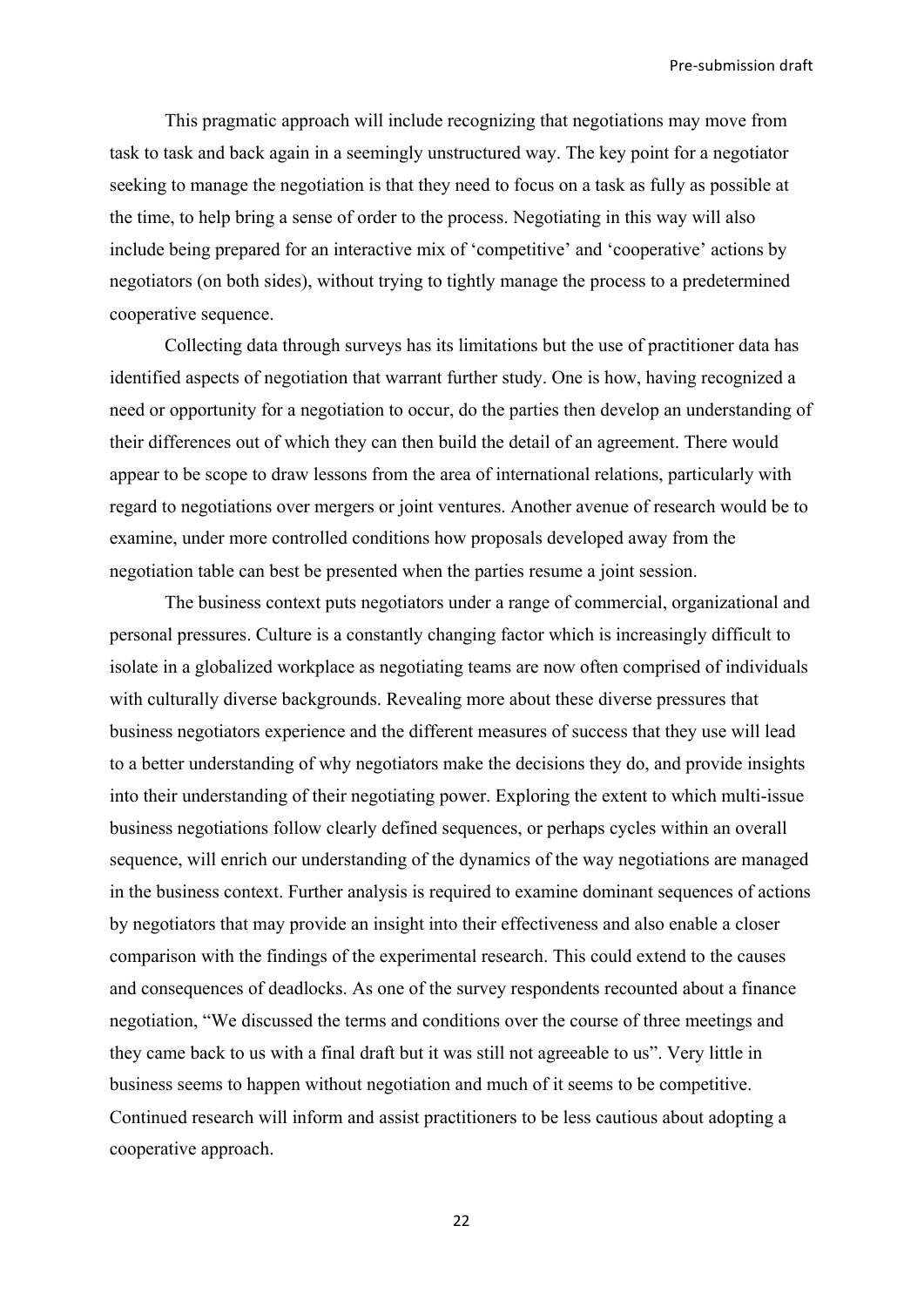This pragmatic approach will include recognizing that negotiations may move from task to task and back again in a seemingly unstructured way. The key point for a negotiator seeking to manage the negotiation is that they need to focus on a task as fully as possible at the time, to help bring a sense of order to the process. Negotiating in this way will also include being prepared for an interactive mix of 'competitive' and 'cooperative' actions by negotiators (on both sides), without trying to tightly manage the process to a predetermined cooperative sequence.

Collecting data through surveys has its limitations but the use of practitioner data has identified aspects of negotiation that warrant further study. One is how, having recognized a need or opportunity for a negotiation to occur, do the parties then develop an understanding of their differences out of which they can then build the detail of an agreement. There would appear to be scope to draw lessons from the area of international relations, particularly with regard to negotiations over mergers or joint ventures. Another avenue of research would be to examine, under more controlled conditions how proposals developed away from the negotiation table can best be presented when the parties resume a joint session.

The business context puts negotiators under a range of commercial, organizational and personal pressures. Culture is a constantly changing factor which is increasingly difficult to isolate in a globalized workplace as negotiating teams are now often comprised of individuals with culturally diverse backgrounds. Revealing more about these diverse pressures that business negotiators experience and the different measures of success that they use will lead to a better understanding of why negotiators make the decisions they do, and provide insights into their understanding of their negotiating power. Exploring the extent to which multi-issue business negotiations follow clearly defined sequences, or perhaps cycles within an overall sequence, will enrich our understanding of the dynamics of the way negotiations are managed in the business context. Further analysis is required to examine dominant sequences of actions by negotiators that may provide an insight into their effectiveness and also enable a closer comparison with the findings of the experimental research. This could extend to the causes and consequences of deadlocks. As one of the survey respondents recounted about a finance negotiation, "We discussed the terms and conditions over the course of three meetings and they came back to us with a final draft but it was still not agreeable to us". Very little in business seems to happen without negotiation and much of it seems to be competitive. Continued research will inform and assist practitioners to be less cautious about adopting a cooperative approach.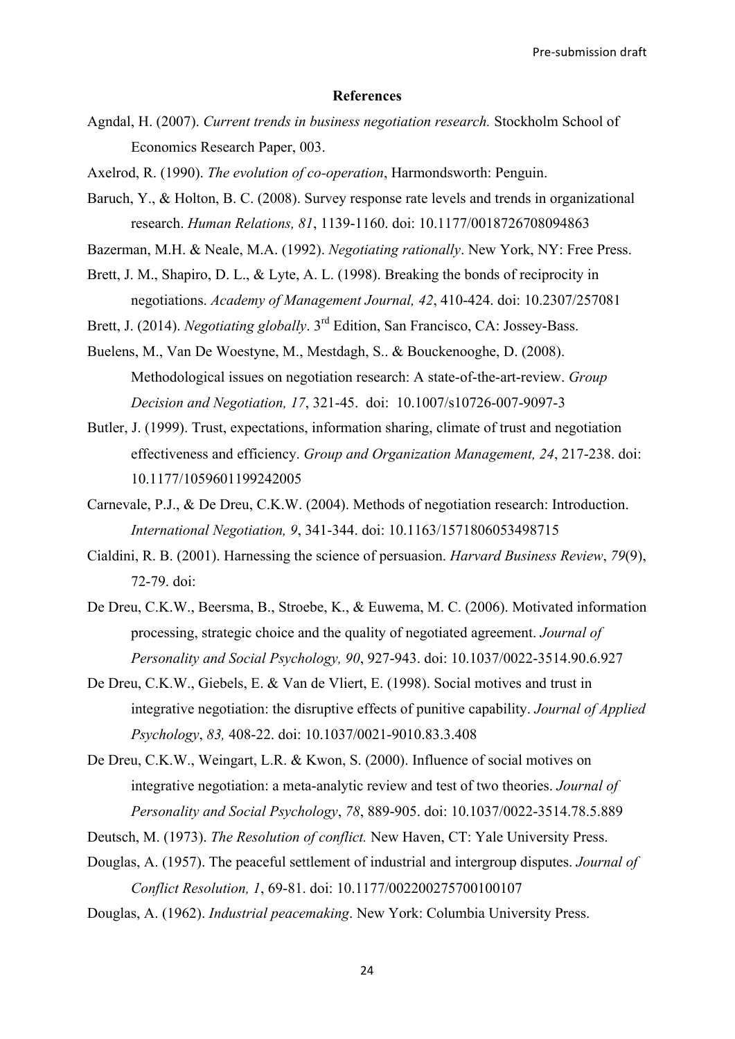## References

Agndal, H. (2007). *Current trends in business negotiation research.* Stockholm School of Economics Research Paper, 003.

Axelrod, R. (1990). *The evolution of co-operation*, Harmondsworth: Penguin.

Baruch, Y., & Holton, B. C. (2008). Survey response rate levels and trends in organizational research. *Human Relations, 81*, 1139-1160. doi: 10.1177/0018726708094863

Bazerman, M.H. & Neale, M.A. (1992). *Negotiating rationally*. New York, NY: Free Press.

Brett, J. M., Shapiro, D. L., & Lyte, A. L. (1998). Breaking the bonds of reciprocity in negotiations. *Academy of Management Journal, 42*, 410-424. doi: 10.2307/257081

Brett, J. (2014). *Negotiating globally*. 3rd Edition, San Francisco, CA: Jossey-Bass.

Buelens, M., Van De Woestyne, M., Mestdagh, S.. & Bouckenooghe, D. (2008). Methodological issues on negotiation research: A state-of-the-art-review. *Group Decision and Negotiation, 17*, 321-45. doi: 10.1007/s10726-007-9097-3

Butler, J. (1999). Trust, expectations, information sharing, climate of trust and negotiation effectiveness and efficiency. *Group and Organization Management, 24*, 217-238. doi: 10.1177/1059601199242005

Carnevale, P.J., & De Dreu, C.K.W. (2004). Methods of negotiation research: Introduction. *International Negotiation, 9*, 341-344. doi: 10.1163/1571806053498715

Cialdini, R. B. (2001). Harnessing the science of persuasion. *Harvard Business Review*, *79*(9), 72-79. doi:

De Dreu, C.K.W., Beersma, B., Stroebe, K., & Euwema, M. C. (2006). Motivated information processing, strategic choice and the quality of negotiated agreement. *Journal of Personality and Social Psychology, 90*, 927-943. doi: 10.1037/0022-3514.90.6.927

De Dreu, C.K.W., Giebels, E. & Van de Vliert, E. (1998). Social motives and trust in integrative negotiation: the disruptive effects of punitive capability. *Journal of Applied Psychology*, *83,* 408-22. doi: 10.1037/0021-9010.83.3.408

De Dreu, C.K.W., Weingart, L.R. & Kwon, S. (2000). Influence of social motives on integrative negotiation: a meta-analytic review and test of two theories. *Journal of Personality and Social Psychology*, *78*, 889-905. doi: 10.1037/0022-3514.78.5.889

Deutsch, M. (1973). *The Resolution of conflict.* New Haven, CT: Yale University Press.

Douglas, A. (1957). The peaceful settlement of industrial and intergroup disputes. *Journal of Conflict Resolution, 1*, 69-81. doi: 10.1177/002200275700100107

Douglas, A. (1962). *Industrial peacemaking*. New York: Columbia University Press.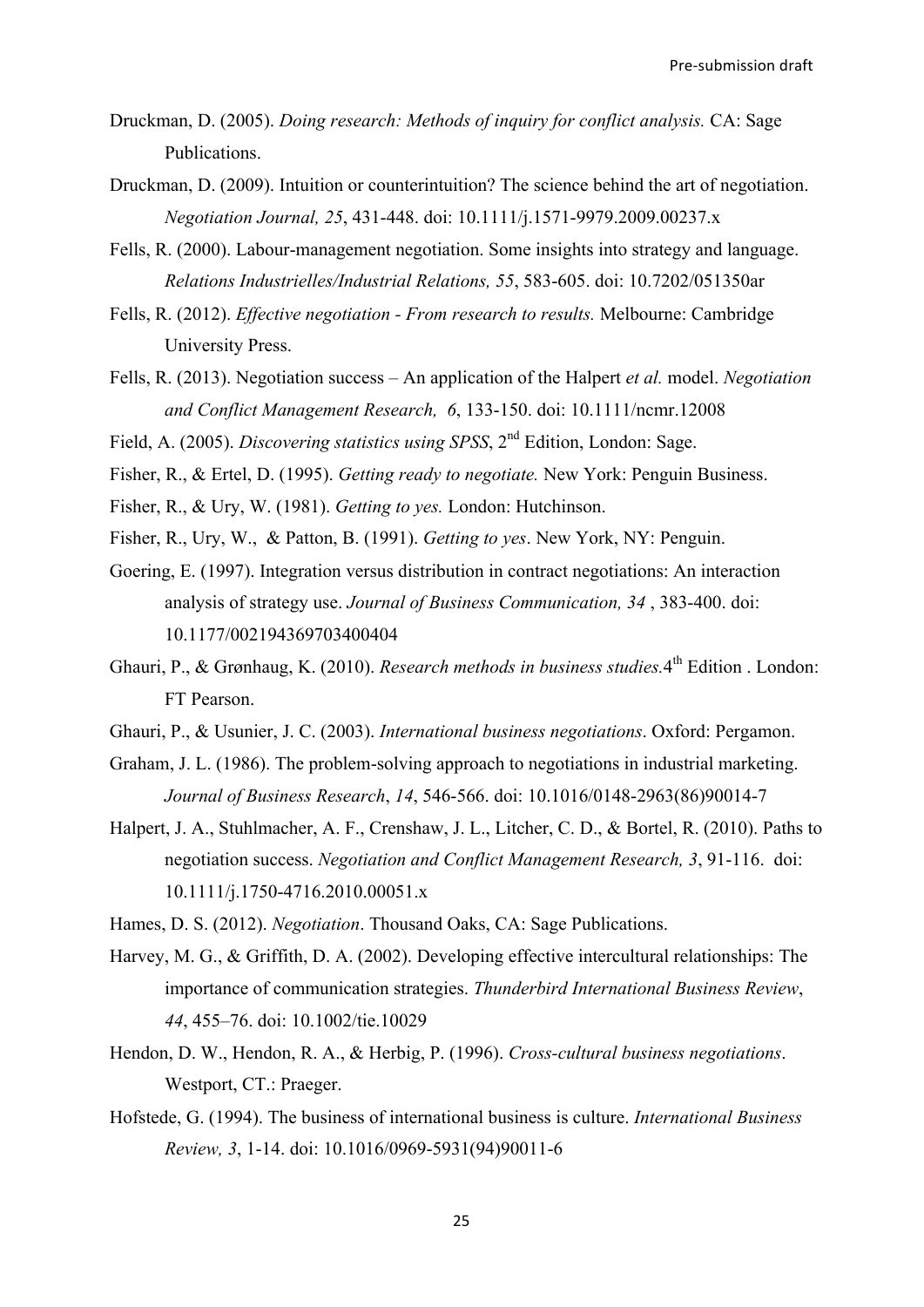Druckman, D. (2005). *Doing research: Methods of inquiry for conflict analysis.* CA: Sage Publications.

Druckman, D. (2009). Intuition or counterintuition? The science behind the art of negotiation. *Negotiation Journal, 25*, 431-448. doi: 10.1111/j.1571-9979.2009.00237.x

Fells, R. (2000). Labour-management negotiation. Some insights into strategy and language. *Relations Industrielles/Industrial Relations, 55*, 583-605. doi: 10.7202/051350ar

Fells, R. (2012). *Effective negotiation - From research to results.* Melbourne: Cambridge University Press.

Fells, R. (2013). Negotiation success – An application of the Halpert *et al.* model. *Negotiation and Conflict Management Research, 6*, 133-150. doi: 10.1111/ncmr.12008

Field, A. (2005). *Discovering statistics using SPSS*, 2nd Edition, London: Sage.

Fisher, R., & Ertel, D. (1995). *Getting ready to negotiate.* New York: Penguin Business.

Fisher, R., & Ury, W. (1981). *Getting to yes.* London: Hutchinson.

Fisher, R., Ury, W., & Patton, B. (1991). *Getting to yes*. New York, NY: Penguin.

Goering, E. (1997). Integration versus distribution in contract negotiations: An interaction analysis of strategy use. *Journal of Business Communication, 34* , 383-400. doi: 10.1177/002194369703400404

Ghauri, P., & Grønhaug, K. (2010). *Research methods in business studies.*4th Edition . London: FT Pearson.

Ghauri, P., & Usunier, J. C. (2003). *International business negotiations*. Oxford: Pergamon.

Graham, J. L. (1986). The problem-solving approach to negotiations in industrial marketing. *Journal of Business Research*, *14*, 546-566. doi: 10.1016/0148-2963(86)90014-7

Halpert, J. A., Stuhlmacher, A. F., Crenshaw, J. L., Litcher, C. D., & Bortel, R. (2010). Paths to negotiation success. *Negotiation and Conflict Management Research, 3*, 91-116. doi: 10.1111/j.1750-4716.2010.00051.x

Hames, D. S. (2012). *Negotiation*. Thousand Oaks, CA: Sage Publications.

Harvey, M. G., & Griffith, D. A. (2002). Developing effective intercultural relationships: The importance of communication strategies. *Thunderbird International Business Review*, *44*, 455–76. doi: 10.1002/tie.10029

Hendon, D. W., Hendon, R. A., & Herbig, P. (1996). *Cross-cultural business negotiations*. Westport, CT.: Praeger.

Hofstede, G. (1994). The business of international business is culture. *International Business Review, 3*, 1-14. doi: 10.1016/0969-5931(94)90011-6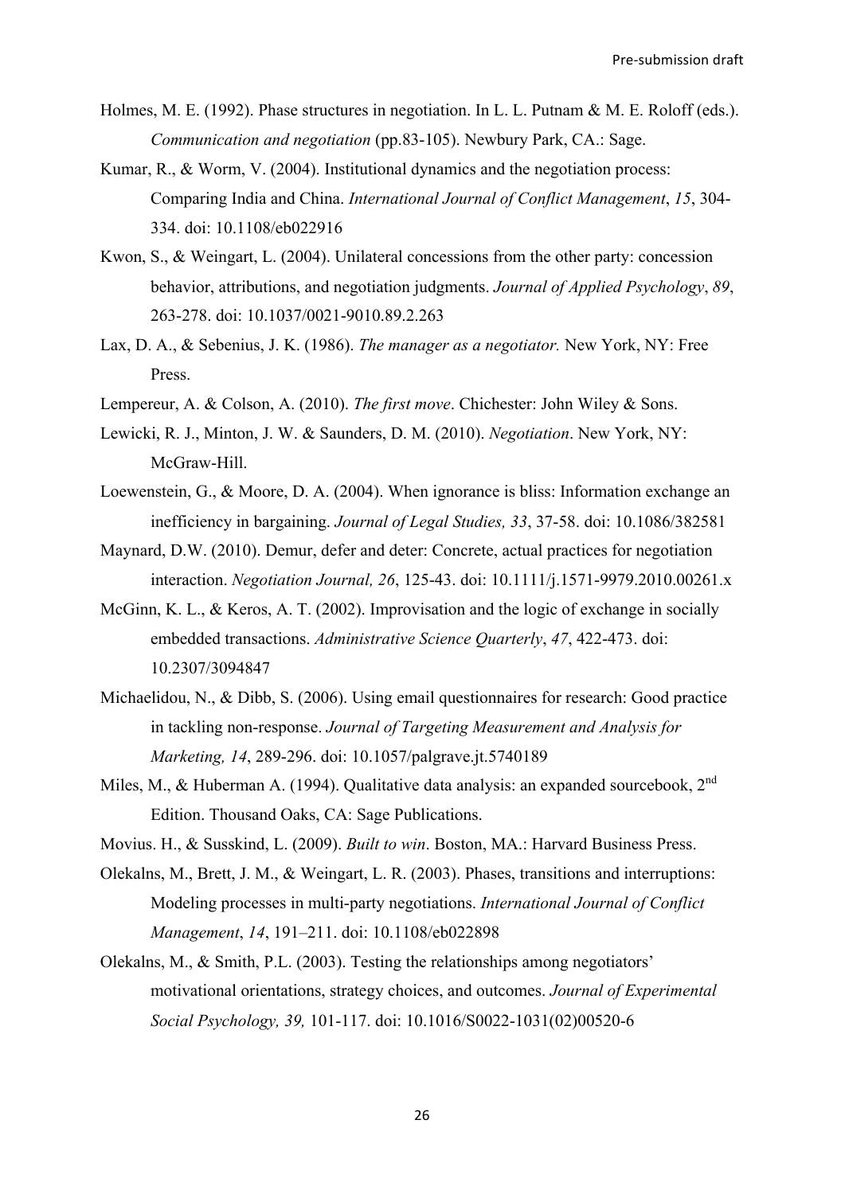Holmes, M. E. (1992). Phase structures in negotiation. In L. L. Putnam & M. E. Roloff (eds.). *Communication and negotiation* (pp.83-105). Newbury Park, CA.: Sage.

Kumar, R., & Worm, V. (2004). Institutional dynamics and the negotiation process: Comparing India and China. *International Journal of Conflict Management*, *15*, 304-334. doi: 10.1108/eb022916

Kwon, S., & Weingart, L. (2004). Unilateral concessions from the other party: concession behavior, attributions, and negotiation judgments. *Journal of Applied Psychology*, *89*, 263-278. doi: 10.1037/0021-9010.89.2.263

Lax, D. A., & Sebenius, J. K. (1986). *The manager as a negotiator.* New York, NY: Free Press.

Lempereur, A. & Colson, A. (2010). *The first move*. Chichester: John Wiley & Sons.

Lewicki, R. J., Minton, J. W. & Saunders, D. M. (2010). *Negotiation*. New York, NY: McGraw-Hill.

Loewenstein, G., & Moore, D. A. (2004). When ignorance is bliss: Information exchange an inefficiency in bargaining. *Journal of Legal Studies, 33*, 37-58. doi: 10.1086/382581

Maynard, D.W. (2010). Demur, defer and deter: Concrete, actual practices for negotiation interaction. *Negotiation Journal, 26*, 125-43. doi: 10.1111/j.1571-9979.2010.00261.x

McGinn, K. L., & Keros, A. T. (2002). Improvisation and the logic of exchange in socially embedded transactions. *Administrative Science Quarterly*, *47*, 422-473. doi: 10.2307/3094847

Michaelidou, N., & Dibb, S. (2006). Using email questionnaires for research: Good practice in tackling non-response. *Journal of Targeting Measurement and Analysis for Marketing, 14*, 289-296. doi: 10.1057/palgrave.jt.5740189

Miles, M., & Huberman A. (1994). Qualitative data analysis: an expanded sourcebook, 2nd Edition. Thousand Oaks, CA: Sage Publications.

Movius. H., & Susskind, L. (2009). *Built to win*. Boston, MA.: Harvard Business Press.

Olekalns, M., Brett, J. M., & Weingart, L. R. (2003). Phases, transitions and interruptions: Modeling processes in multi-party negotiations. *International Journal of Conflict Management*, *14*, 191–211. doi: 10.1108/eb022898

Olekalns, M., & Smith, P.L. (2003). Testing the relationships among negotiators' motivational orientations, strategy choices, and outcomes. *Journal of Experimental Social Psychology, 39,* 101-117. doi: 10.1016/S0022-1031(02)00520-6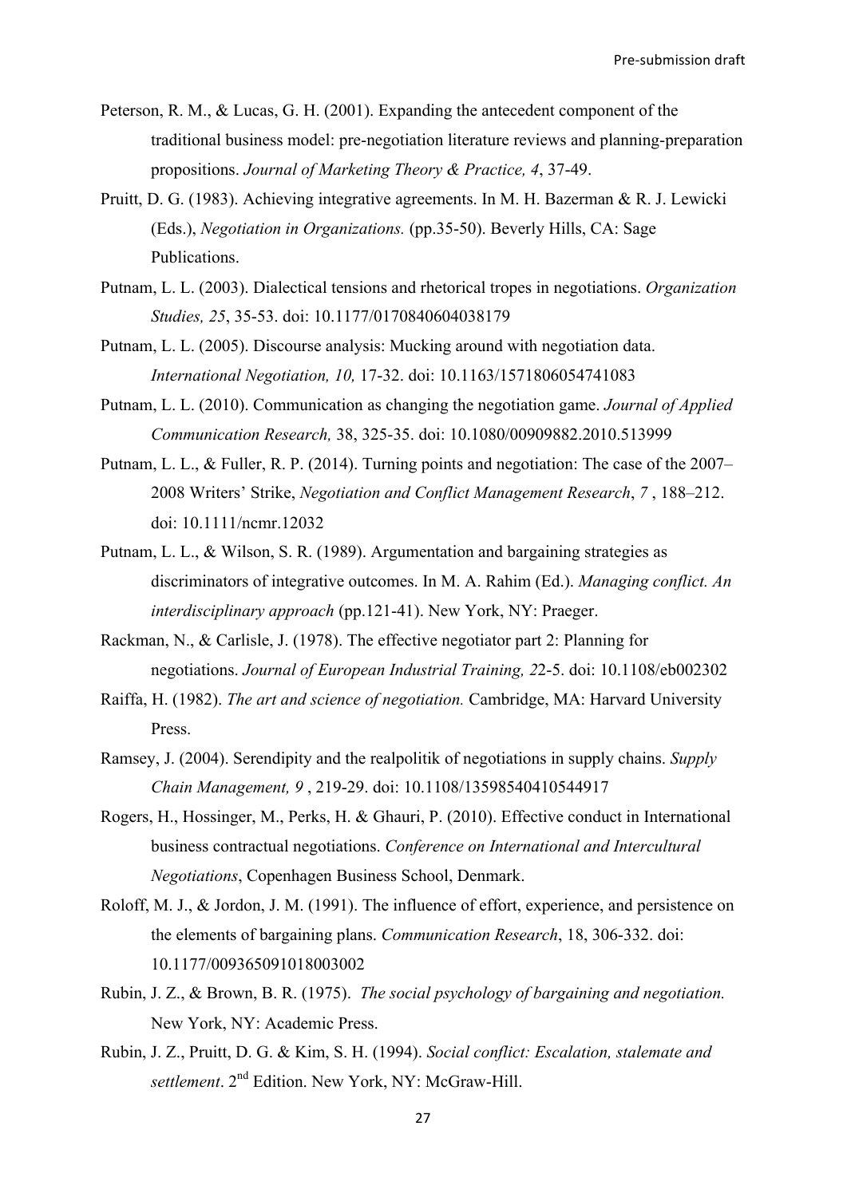Peterson, R. M., & Lucas, G. H. (2001). Expanding the antecedent component of the traditional business model: pre-negotiation literature reviews and planning-preparation propositions. *Journal of Marketing Theory & Practice, 4*, 37-49.

Pruitt, D. G. (1983). Achieving integrative agreements. In M. H. Bazerman & R. J. Lewicki (Eds.), *Negotiation in Organizations.* (pp.35-50). Beverly Hills, CA: Sage Publications.

Putnam, L. L. (2003). Dialectical tensions and rhetorical tropes in negotiations. *Organization Studies, 25*, 35-53. doi: 10.1177/0170840604038179

Putnam, L. L. (2005). Discourse analysis: Mucking around with negotiation data. *International Negotiation, 10,* 17-32. doi: 10.1163/1571806054741083

Putnam, L. L. (2010). Communication as changing the negotiation game. *Journal of Applied Communication Research,* 38, 325-35. doi: 10.1080/00909882.2010.513999

Putnam, L. L., & Fuller, R. P. (2014). Turning points and negotiation: The case of the 2007–2008 Writers' Strike, *Negotiation and Conflict Management Research*, *7* , 188–212. doi: 10.1111/ncmr.12032

Putnam, L. L., & Wilson, S. R. (1989). Argumentation and bargaining strategies as discriminators of integrative outcomes. In M. A. Rahim (Ed.). *Managing conflict. An interdisciplinary approach* (pp.121-41). New York, NY: Praeger.

Rackman, N., & Carlisle, J. (1978). The effective negotiator part 2: Planning for negotiations. *Journal of European Industrial Training, 2*2-5. doi: 10.1108/eb002302

Raiffa, H. (1982). *The art and science of negotiation.* Cambridge, MA: Harvard University Press.

Ramsey, J. (2004). Serendipity and the realpolitik of negotiations in supply chains. *Supply Chain Management, 9* , 219-29. doi: 10.1108/13598540410544917

Rogers, H., Hossinger, M., Perks, H. & Ghauri, P. (2010). Effective conduct in International business contractual negotiations. *Conference on International and Intercultural Negotiations*, Copenhagen Business School, Denmark.

Roloff, M. J., & Jordon, J. M. (1991). The influence of effort, experience, and persistence on the elements of bargaining plans. *Communication Research*, 18, 306-332. doi: 10.1177/009365091018003002

Rubin, J. Z., & Brown, B. R. (1975). *The social psychology of bargaining and negotiation.* New York, NY: Academic Press.

Rubin, J. Z., Pruitt, D. G. & Kim, S. H. (1994). *Social conflict: Escalation, stalemate and settlement*. 2nd Edition. New York, NY: McGraw-Hill.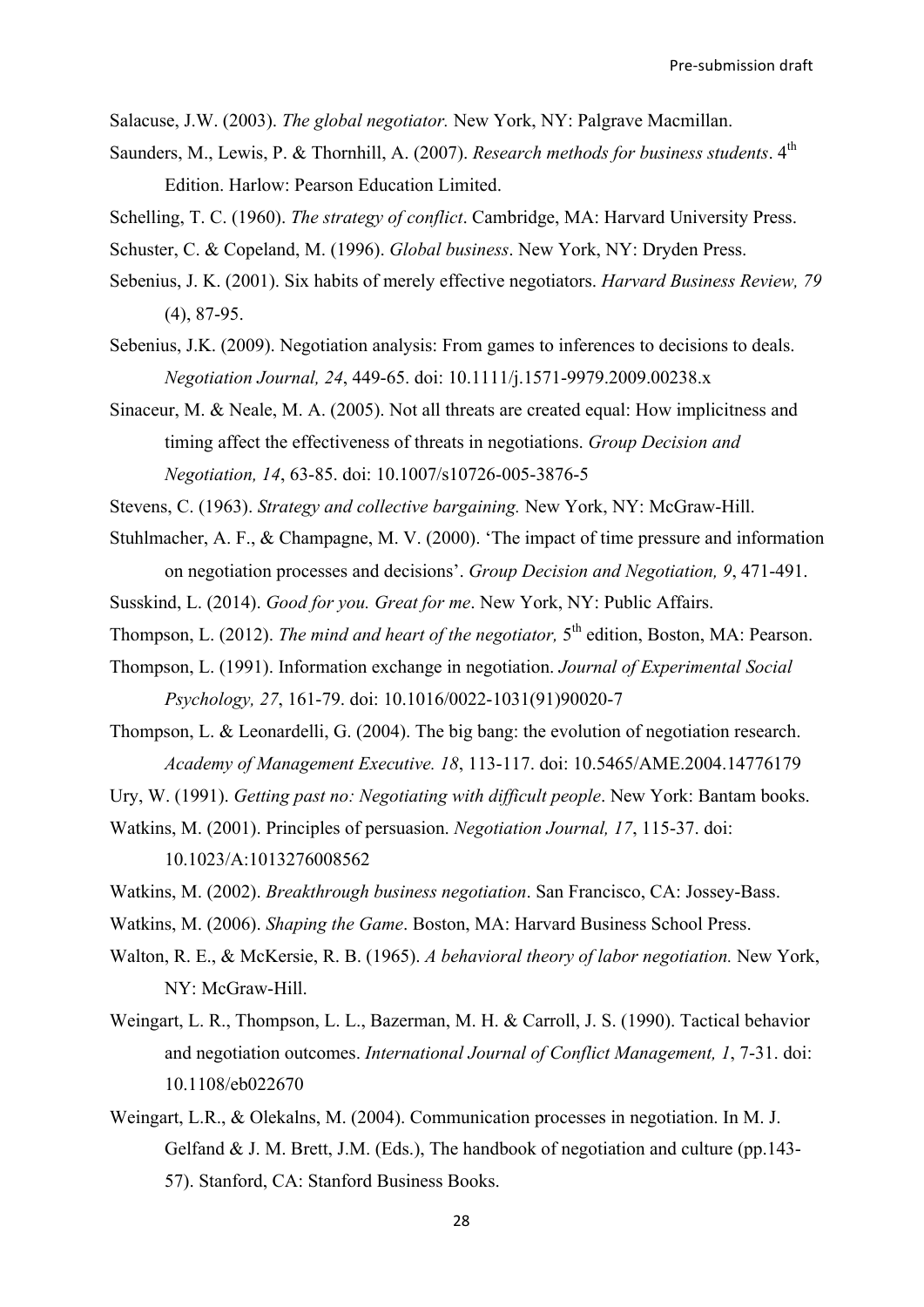Salacuse, J.W. (2003). *The global negotiator.* New York, NY: Palgrave Macmillan.

Saunders, M., Lewis, P. & Thornhill, A. (2007). *Research methods for business students*. 4th Edition. Harlow: Pearson Education Limited.

Schelling, T. C. (1960). *The strategy of conflict*. Cambridge, MA: Harvard University Press.

Schuster, C. & Copeland, M. (1996). *Global business*. New York, NY: Dryden Press.

Sebenius, J. K. (2001). Six habits of merely effective negotiators. *Harvard Business Review, 79* (4), 87-95.

Sebenius, J.K. (2009). Negotiation analysis: From games to inferences to decisions to deals. *Negotiation Journal, 24*, 449-65. doi: 10.1111/j.1571-9979.2009.00238.x

Sinaceur, M. & Neale, M. A. (2005). Not all threats are created equal: How implicitness and timing affect the effectiveness of threats in negotiations. *Group Decision and Negotiation, 14*, 63-85. doi: 10.1007/s10726-005-3876-5

Stevens, C. (1963). *Strategy and collective bargaining.* New York, NY: McGraw-Hill.

Stuhlmacher, A. F., & Champagne, M. V. (2000). 'The impact of time pressure and information on negotiation processes and decisions'. *Group Decision and Negotiation, 9*, 471-491.

Susskind, L. (2014). *Good for you. Great for me*. New York, NY: Public Affairs.

Thompson, L. (2012). *The mind and heart of the negotiator,* 5th edition, Boston, MA: Pearson.

Thompson, L. (1991). Information exchange in negotiation. *Journal of Experimental Social Psychology, 27*, 161-79. doi: 10.1016/0022-1031(91)90020-7

Thompson, L. & Leonardelli, G. (2004). The big bang: the evolution of negotiation research. *Academy of Management Executive. 18*, 113-117. doi: 10.5465/AME.2004.14776179

Ury, W. (1991). *Getting past no: Negotiating with difficult people*. New York: Bantam books.

Watkins, M. (2001). Principles of persuasion. *Negotiation Journal, 17*, 115-37. doi: 10.1023/A:1013276008562

Watkins, M. (2002). *Breakthrough business negotiation*. San Francisco, CA: Jossey-Bass.

Watkins, M. (2006). *Shaping the Game*. Boston, MA: Harvard Business School Press.

Walton, R. E., & McKersie, R. B. (1965). *A behavioral theory of labor negotiation.* New York, NY: McGraw-Hill.

Weingart, L. R., Thompson, L. L., Bazerman, M. H. & Carroll, J. S. (1990). Tactical behavior and negotiation outcomes. *International Journal of Conflict Management, 1*, 7-31. doi: 10.1108/eb022670

Weingart, L.R., & Olekalns, M. (2004). Communication processes in negotiation. In M. J. Gelfand & J. M. Brett, J.M. (Eds.), The handbook of negotiation and culture (pp.143-57). Stanford, CA: Stanford Business Books.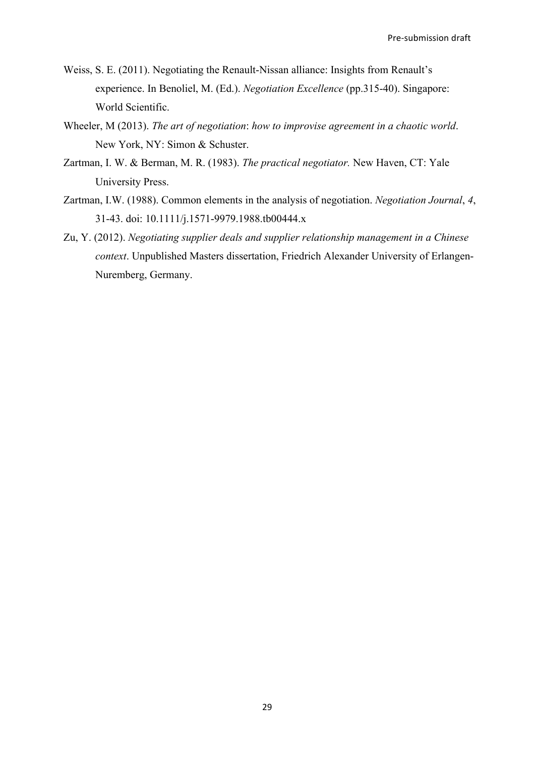Weiss, S. E. (2011). Negotiating the Renault-Nissan alliance: Insights from Renault's experience. In Benoliel, M. (Ed.). *Negotiation Excellence* (pp.315-40). Singapore: World Scientific.

Wheeler, M (2013). *The art of negotiation*: *how to improvise agreement in a chaotic world*. New York, NY: Simon & Schuster.

Zartman, I. W. & Berman, M. R. (1983). *The practical negotiator.* New Haven, CT: Yale University Press.

Zartman, I.W. (1988). Common elements in the analysis of negotiation. *Negotiation Journal*, *4*, 31-43. doi: 10.1111/j.1571-9979.1988.tb00444.x

Zu, Y. (2012). *Negotiating supplier deals and supplier relationship management in a Chinese context*. Unpublished Masters dissertation, Friedrich Alexander University of Erlangen-Nuremberg, Germany.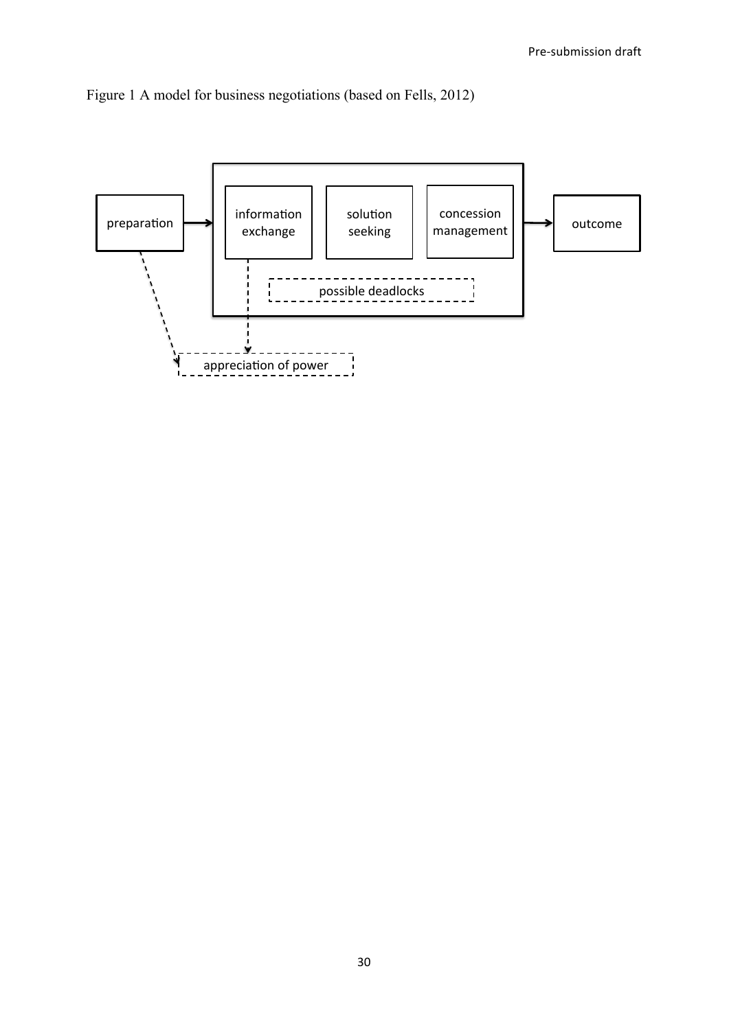Figure 1 A model for business negotiations (based on Fells, 2012)

preparation → information exchange | solution seeking | concession management → outcome

possible deadlocks

appreciation of power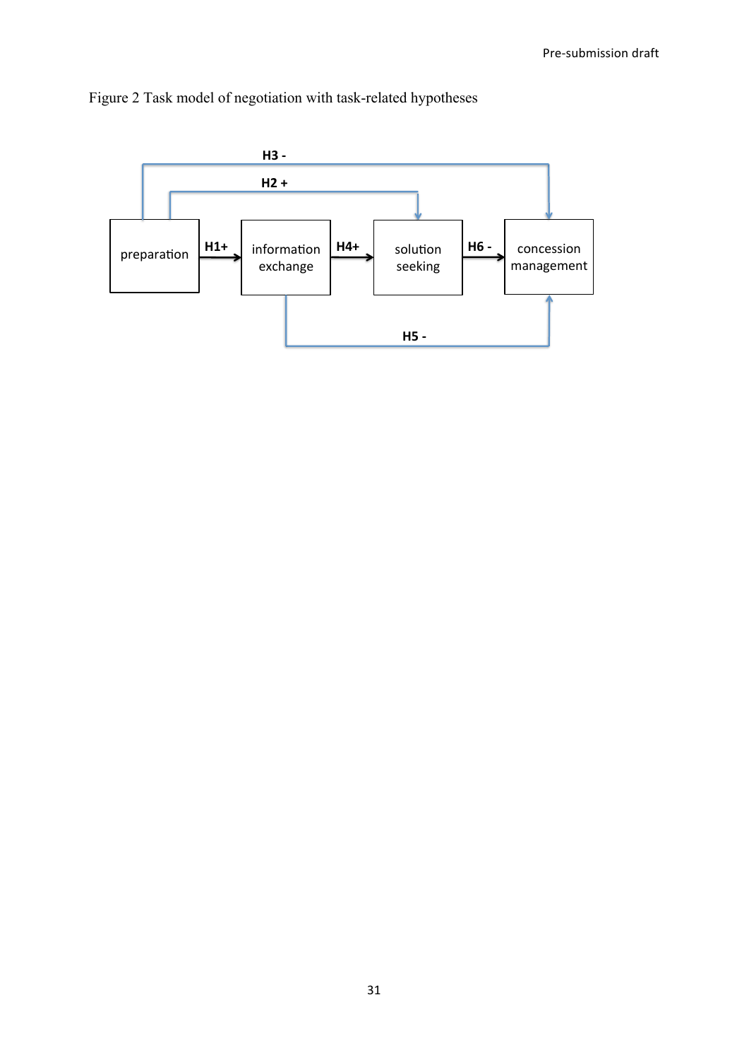Figure 2 Task model of negotiation with task-related hypotheses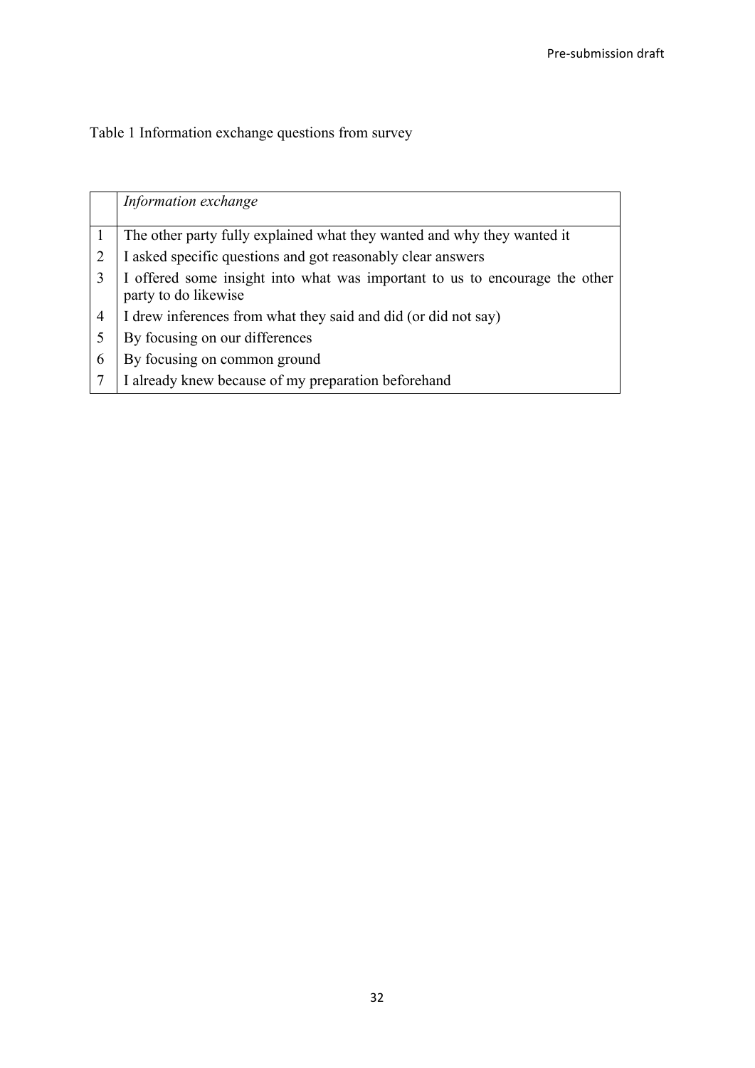Table 1 Information exchange questions from survey

| | *Information exchange* |
|---|---|
| 1 | The other party fully explained what they wanted and why they wanted it |
| 2 | I asked specific questions and got reasonably clear answers |
| 3 | I offered some insight into what was important to us to encourage the other party to do likewise |
| 4 | I drew inferences from what they said and did (or did not say) |
| 5 | By focusing on our differences |
| 6 | By focusing on common ground |
| 7 | I already knew because of my preparation beforehand |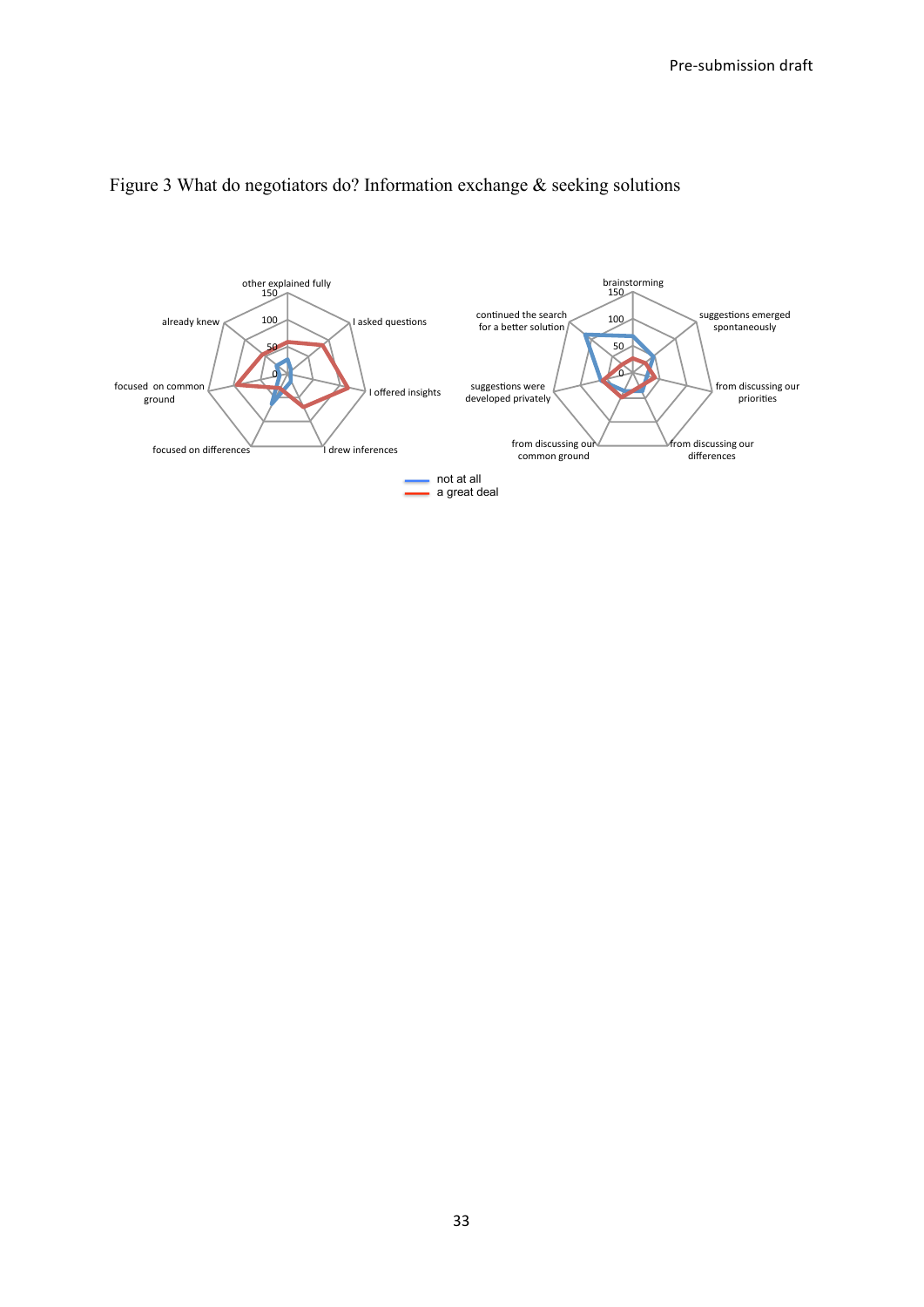Figure 3 What do negotiators do? Information exchange & seeking solutions

other explained fully
150
100
50
0
I asked questions
I offered insights
I drew inferences
focused on differences
focused on common ground
already knew

brainstorming
150
100
50
0
suggestions emerged spontaneously
from discussing our priorities
from discussing our differences
from discussing our common ground
suggestions were developed privately
continued the search for a better solution

not at all
a great deal